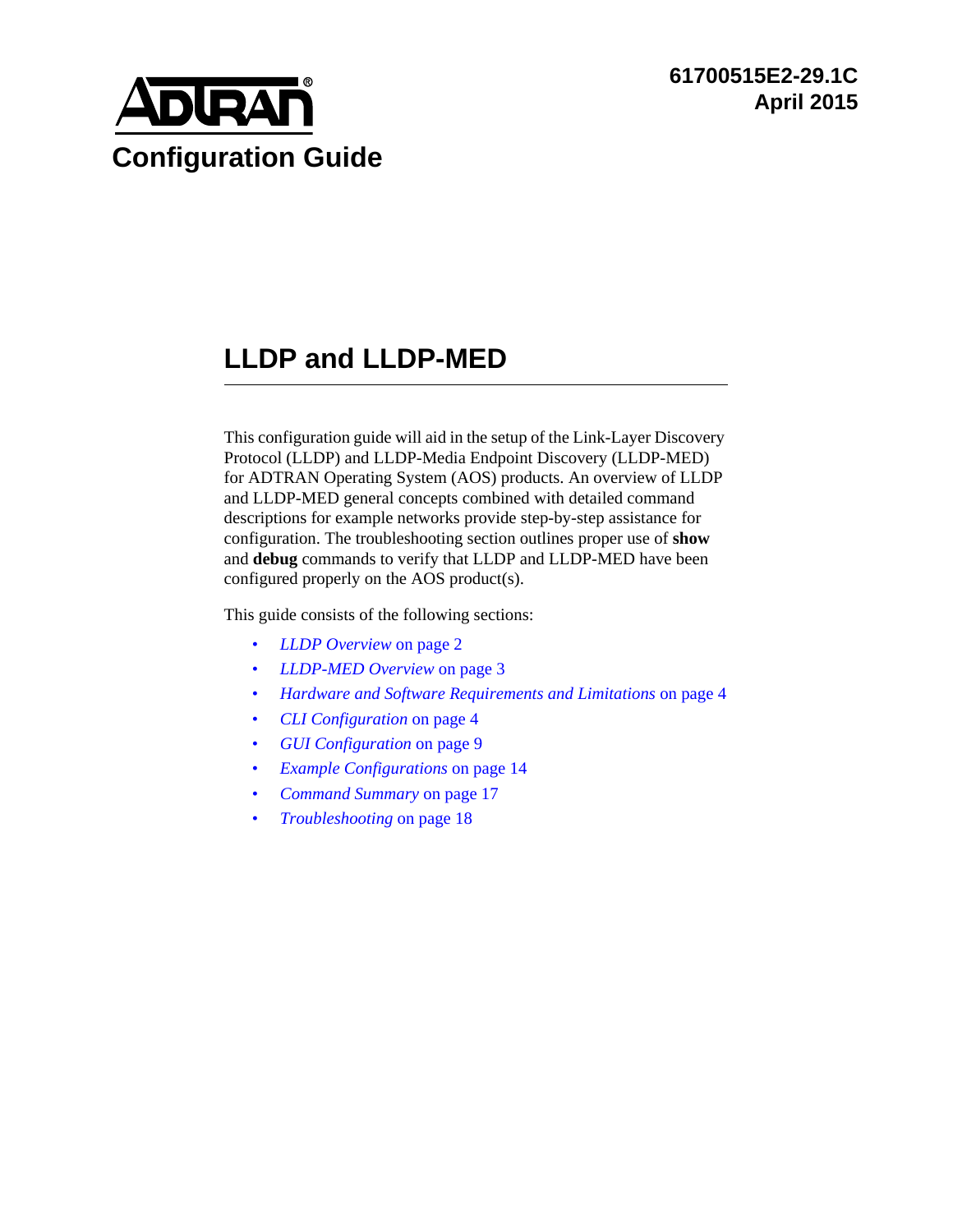ADTRAN®

**Configuration Guide**

**61700515E2-29.1C**
**April 2015**

# LLDP and LLDP-MED

This configuration guide will aid in the setup of the Link-Layer Discovery Protocol (LLDP) and LLDP-Media Endpoint Discovery (LLDP-MED) for ADTRAN Operating System (AOS) products. An overview of LLDP and LLDP-MED general concepts combined with detailed command descriptions for example networks provide step-by-step assistance for configuration. The troubleshooting section outlines proper use of **show** and **debug** commands to verify that LLDP and LLDP-MED have been configured properly on the AOS product(s).

This guide consists of the following sections:

- *LLDP Overview* on page 2
- *LLDP-MED Overview* on page 3
- *Hardware and Software Requirements and Limitations* on page 4
- *CLI Configuration* on page 4
- *GUI Configuration* on page 9
- *Example Configurations* on page 14
- *Command Summary* on page 17
- *Troubleshooting* on page 18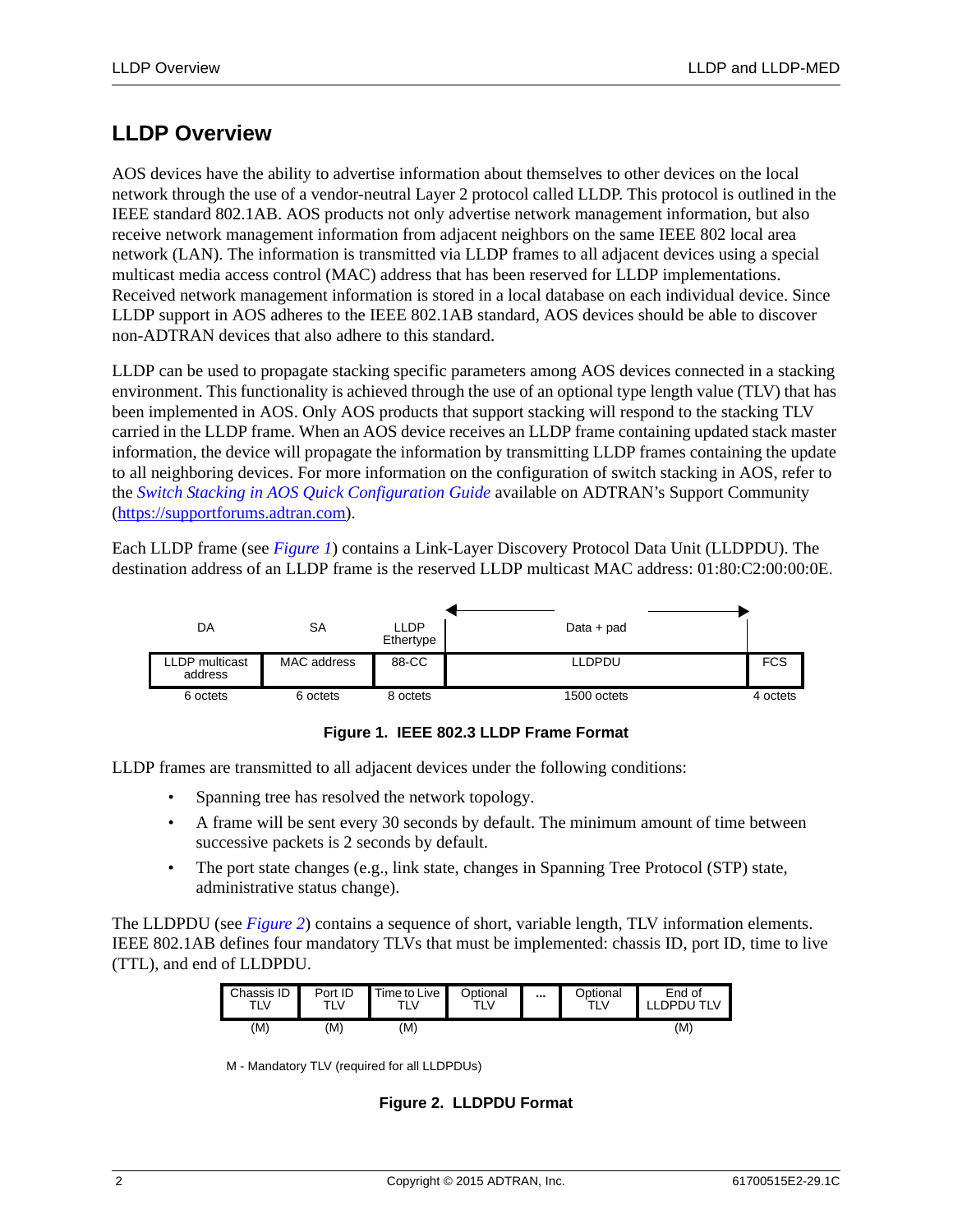## LLDP Overview

AOS devices have the ability to advertise information about themselves to other devices on the local network through the use of a vendor-neutral Layer 2 protocol called LLDP. This protocol is outlined in the IEEE standard 802.1AB. AOS products not only advertise network management information, but also receive network management information from adjacent neighbors on the same IEEE 802 local area network (LAN). The information is transmitted via LLDP frames to all adjacent devices using a special multicast media access control (MAC) address that has been reserved for LLDP implementations. Received network management information is stored in a local database on each individual device. Since LLDP support in AOS adheres to the IEEE 802.1AB standard, AOS devices should be able to discover non-ADTRAN devices that also adhere to this standard.

LLDP can be used to propagate stacking specific parameters among AOS devices connected in a stacking environment. This functionality is achieved through the use of an optional type length value (TLV) that has been implemented in AOS. Only AOS products that support stacking will respond to the stacking TLV carried in the LLDP frame. When an AOS device receives an LLDP frame containing updated stack master information, the device will propagate the information by transmitting LLDP frames containing the update to all neighboring devices. For more information on the configuration of switch stacking in AOS, refer to the *Switch Stacking in AOS Quick Configuration Guide* available on ADTRAN's Support Community (https://supportforums.adtran.com).

Each LLDP frame (see *Figure 1*) contains a Link-Layer Discovery Protocol Data Unit (LLDPDU). The destination address of an LLDP frame is the reserved LLDP multicast MAC address: 01:80:C2:00:00:0E.

| DA | SA | LLDP Ethertype | ← Data + pad → | |
|---|---|---|---|---|
| LLDP multicast address | MAC address | 88-CC | LLDPDU | FCS |
| 6 octets | 6 octets | 8 octets | 1500 octets | 4 octets |

**Figure 1. IEEE 802.3 LLDP Frame Format**

LLDP frames are transmitted to all adjacent devices under the following conditions:

- Spanning tree has resolved the network topology.
- A frame will be sent every 30 seconds by default. The minimum amount of time between successive packets is 2 seconds by default.
- The port state changes (e.g., link state, changes in Spanning Tree Protocol (STP) state, administrative status change).

The LLDPDU (see *Figure 2*) contains a sequence of short, variable length, TLV information elements. IEEE 802.1AB defines four mandatory TLVs that must be implemented: chassis ID, port ID, time to live (TTL), and end of LLDPDU.

| Chassis ID TLV | Port ID TLV | Time to Live TLV | Optional TLV | ... | Optional TLV | End of LLDPDU TLV |
|---|---|---|---|---|---|---|
| (M) | (M) | (M) | | | | (M) |

M - Mandatory TLV (required for all LLDPDUs)

**Figure 2. LLDPDU Format**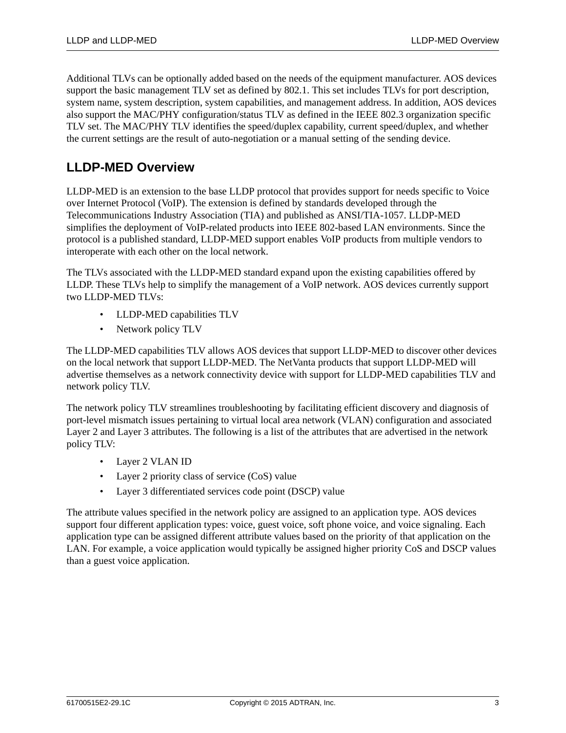Additional TLVs can be optionally added based on the needs of the equipment manufacturer. AOS devices support the basic management TLV set as defined by 802.1. This set includes TLVs for port description, system name, system description, system capabilities, and management address. In addition, AOS devices also support the MAC/PHY configuration/status TLV as defined in the IEEE 802.3 organization specific TLV set. The MAC/PHY TLV identifies the speed/duplex capability, current speed/duplex, and whether the current settings are the result of auto-negotiation or a manual setting of the sending device.

## LLDP-MED Overview

LLDP-MED is an extension to the base LLDP protocol that provides support for needs specific to Voice over Internet Protocol (VoIP). The extension is defined by standards developed through the Telecommunications Industry Association (TIA) and published as ANSI/TIA-1057. LLDP-MED simplifies the deployment of VoIP-related products into IEEE 802-based LAN environments. Since the protocol is a published standard, LLDP-MED support enables VoIP products from multiple vendors to interoperate with each other on the local network.

The TLVs associated with the LLDP-MED standard expand upon the existing capabilities offered by LLDP. These TLVs help to simplify the management of a VoIP network. AOS devices currently support two LLDP-MED TLVs:

- LLDP-MED capabilities TLV
- Network policy TLV

The LLDP-MED capabilities TLV allows AOS devices that support LLDP-MED to discover other devices on the local network that support LLDP-MED. The NetVanta products that support LLDP-MED will advertise themselves as a network connectivity device with support for LLDP-MED capabilities TLV and network policy TLV.

The network policy TLV streamlines troubleshooting by facilitating efficient discovery and diagnosis of port-level mismatch issues pertaining to virtual local area network (VLAN) configuration and associated Layer 2 and Layer 3 attributes. The following is a list of the attributes that are advertised in the network policy TLV:

- Layer 2 VLAN ID
- Layer 2 priority class of service (CoS) value
- Layer 3 differentiated services code point (DSCP) value

The attribute values specified in the network policy are assigned to an application type. AOS devices support four different application types: voice, guest voice, soft phone voice, and voice signaling. Each application type can be assigned different attribute values based on the priority of that application on the LAN. For example, a voice application would typically be assigned higher priority CoS and DSCP values than a guest voice application.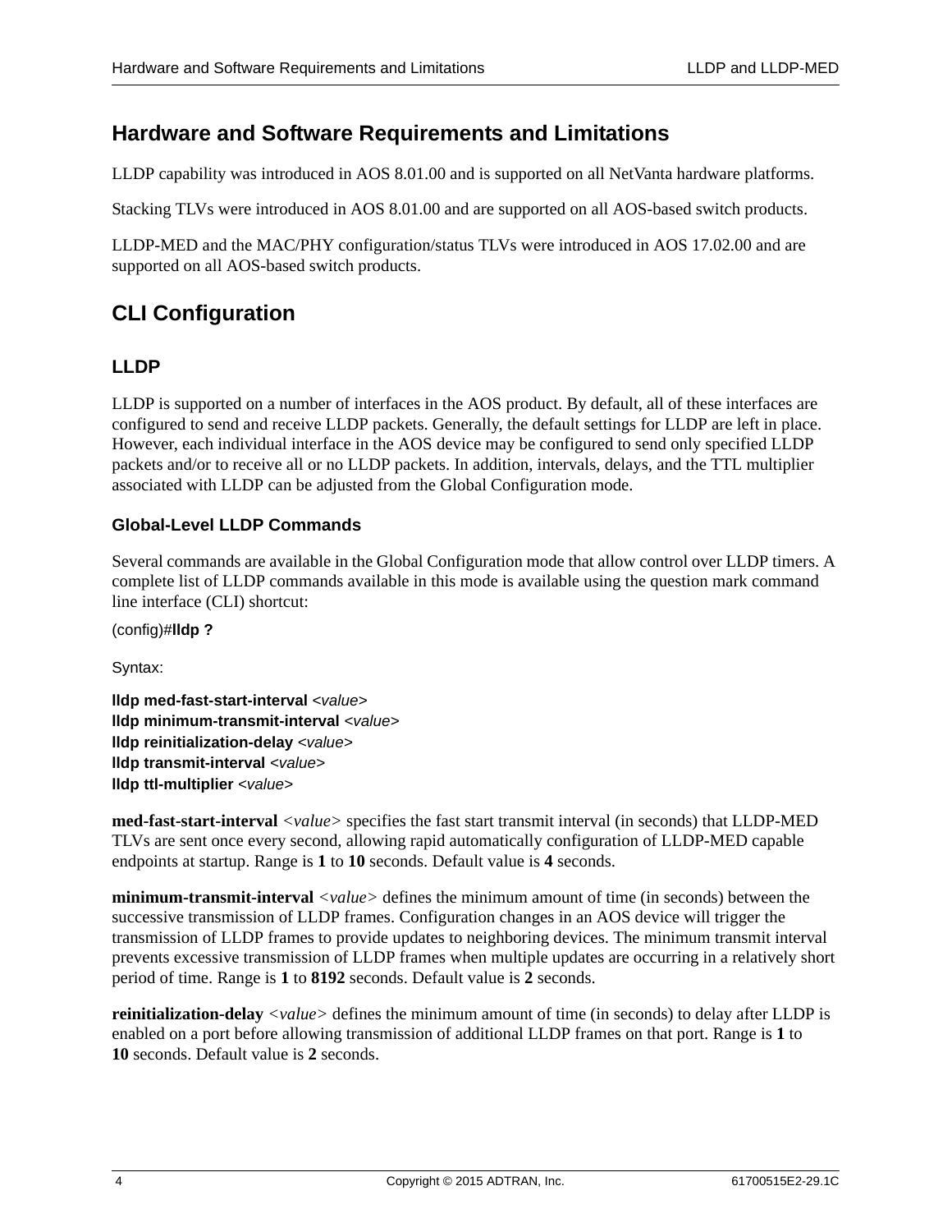## Hardware and Software Requirements and Limitations

LLDP capability was introduced in AOS 8.01.00 and is supported on all NetVanta hardware platforms.

Stacking TLVs were introduced in AOS 8.01.00 and are supported on all AOS-based switch products.

LLDP-MED and the MAC/PHY configuration/status TLVs were introduced in AOS 17.02.00 and are supported on all AOS-based switch products.

## CLI Configuration

### LLDP

LLDP is supported on a number of interfaces in the AOS product. By default, all of these interfaces are configured to send and receive LLDP packets. Generally, the default settings for LLDP are left in place. However, each individual interface in the AOS device may be configured to send only specified LLDP packets and/or to receive all or no LLDP packets. In addition, intervals, delays, and the TTL multiplier associated with LLDP can be adjusted from the Global Configuration mode.

#### Global-Level LLDP Commands

Several commands are available in the Global Configuration mode that allow control over LLDP timers. A complete list of LLDP commands available in this mode is available using the question mark command line interface (CLI) shortcut:

(config)#**lldp ?**

Syntax:

**lldp med-fast-start-interval** *<value>*
**lldp minimum-transmit-interval** *<value>*
**lldp reinitialization-delay** *<value>*
**lldp transmit-interval** *<value>*
**lldp ttl-multiplier** *<value>*

**med-fast-start-interval** *<value>* specifies the fast start transmit interval (in seconds) that LLDP-MED TLVs are sent once every second, allowing rapid automatically configuration of LLDP-MED capable endpoints at startup. Range is **1** to **10** seconds. Default value is **4** seconds.

**minimum-transmit-interval** *<value>* defines the minimum amount of time (in seconds) between the successive transmission of LLDP frames. Configuration changes in an AOS device will trigger the transmission of LLDP frames to provide updates to neighboring devices. The minimum transmit interval prevents excessive transmission of LLDP frames when multiple updates are occurring in a relatively short period of time. Range is **1** to **8192** seconds. Default value is **2** seconds.

**reinitialization-delay** *<value>* defines the minimum amount of time (in seconds) to delay after LLDP is enabled on a port before allowing transmission of additional LLDP frames on that port. Range is **1** to **10** seconds. Default value is **2** seconds.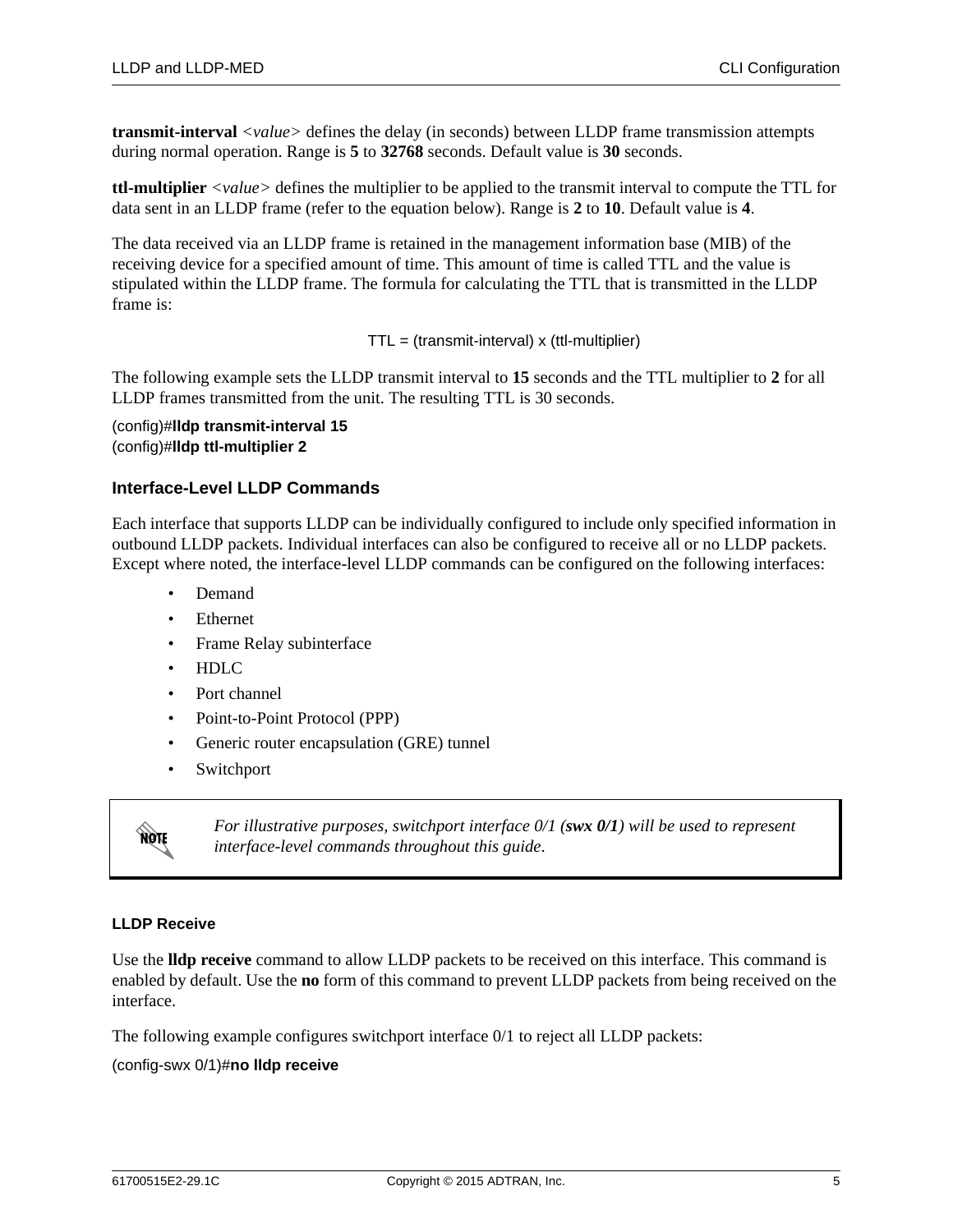**transmit-interval** *<value>* defines the delay (in seconds) between LLDP frame transmission attempts during normal operation. Range is **5** to **32768** seconds. Default value is **30** seconds.

**ttl-multiplier** *<value>* defines the multiplier to be applied to the transmit interval to compute the TTL for data sent in an LLDP frame (refer to the equation below). Range is **2** to **10**. Default value is **4**.

The data received via an LLDP frame is retained in the management information base (MIB) of the receiving device for a specified amount of time. This amount of time is called TTL and the value is stipulated within the LLDP frame. The formula for calculating the TTL that is transmitted in the LLDP frame is:

TTL = (transmit-interval) x (ttl-multiplier)

The following example sets the LLDP transmit interval to **15** seconds and the TTL multiplier to **2** for all LLDP frames transmitted from the unit. The resulting TTL is 30 seconds.

```
(config)#lldp transmit-interval 15
(config)#lldp ttl-multiplier 2
```

### Interface-Level LLDP Commands

Each interface that supports LLDP can be individually configured to include only specified information in outbound LLDP packets. Individual interfaces can also be configured to receive all or no LLDP packets. Except where noted, the interface-level LLDP commands can be configured on the following interfaces:

- Demand
- Ethernet
- Frame Relay subinterface
- HDLC
- Port channel
- Point-to-Point Protocol (PPP)
- Generic router encapsulation (GRE) tunnel
- Switchport

> **NOTE:** *For illustrative purposes, switchport interface 0/1 (**swx 0/1**) will be used to represent interface-level commands throughout this guide.*

#### LLDP Receive

Use the **lldp receive** command to allow LLDP packets to be received on this interface. This command is enabled by default. Use the **no** form of this command to prevent LLDP packets from being received on the interface.

The following example configures switchport interface 0/1 to reject all LLDP packets:

```
(config-swx 0/1)#no lldp receive
```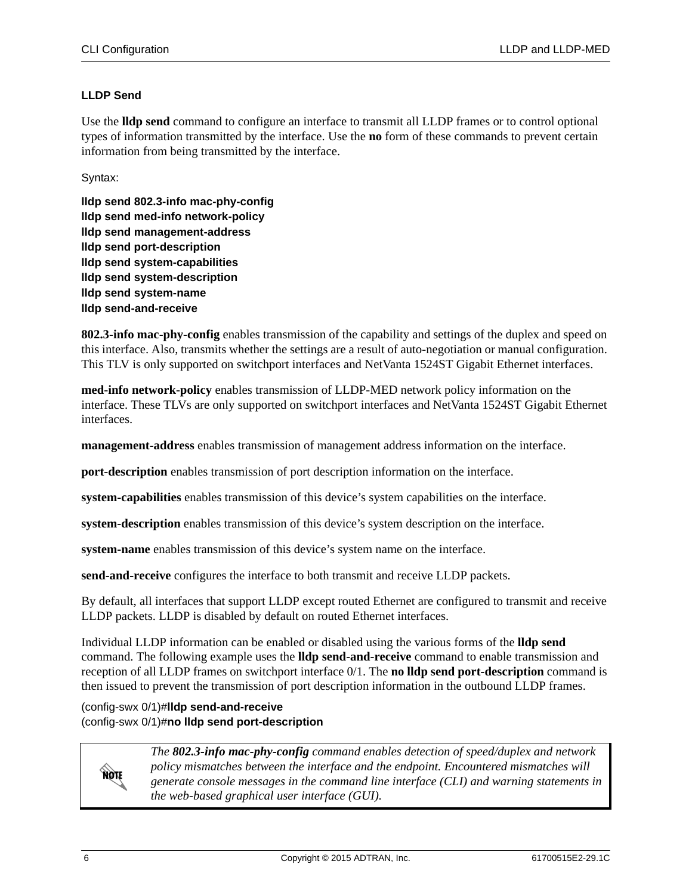### LLDP Send

Use the **lldp send** command to configure an interface to transmit all LLDP frames or to control optional types of information transmitted by the interface. Use the **no** form of these commands to prevent certain information from being transmitted by the interface.

Syntax:

**lldp send 802.3-info mac-phy-config**
**lldp send med-info network-policy**
**lldp send management-address**
**lldp send port-description**
**lldp send system-capabilities**
**lldp send system-description**
**lldp send system-name**
**lldp send-and-receive**

**802.3-info mac-phy-config** enables transmission of the capability and settings of the duplex and speed on this interface. Also, transmits whether the settings are a result of auto-negotiation or manual configuration. This TLV is only supported on switchport interfaces and NetVanta 1524ST Gigabit Ethernet interfaces.

**med-info network-policy** enables transmission of LLDP-MED network policy information on the interface. These TLVs are only supported on switchport interfaces and NetVanta 1524ST Gigabit Ethernet interfaces.

**management-address** enables transmission of management address information on the interface.

**port-description** enables transmission of port description information on the interface.

**system-capabilities** enables transmission of this device's system capabilities on the interface.

**system-description** enables transmission of this device's system description on the interface.

**system-name** enables transmission of this device's system name on the interface.

**send-and-receive** configures the interface to both transmit and receive LLDP packets.

By default, all interfaces that support LLDP except routed Ethernet are configured to transmit and receive LLDP packets. LLDP is disabled by default on routed Ethernet interfaces.

Individual LLDP information can be enabled or disabled using the various forms of the **lldp send** command. The following example uses the **lldp send-and-receive** command to enable transmission and reception of all LLDP frames on switchport interface 0/1. The **no lldp send port-description** command is then issued to prevent the transmission of port description information in the outbound LLDP frames.

```
(config-swx 0/1)#lldp send-and-receive
(config-swx 0/1)#no lldp send port-description
```

> NOTE: *The **802.3-info mac-phy-config** command enables detection of speed/duplex and network policy mismatches between the interface and the endpoint. Encountered mismatches will generate console messages in the command line interface (CLI) and warning statements in the web-based graphical user interface (GUI).*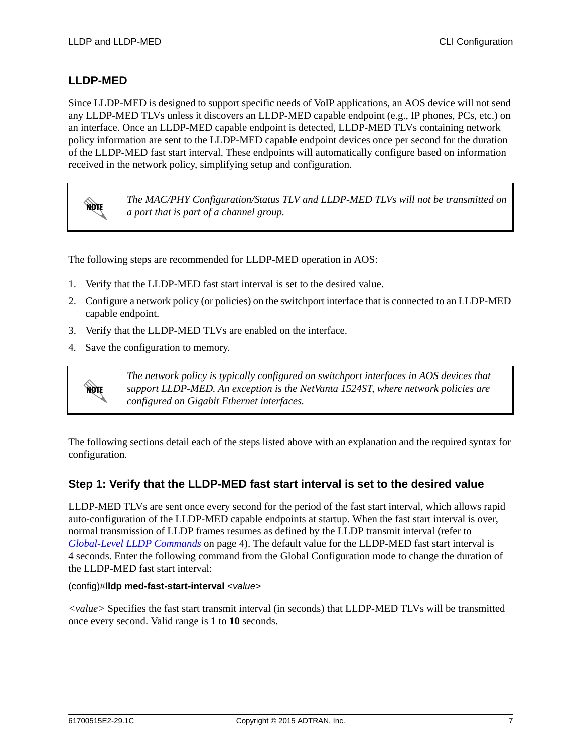## LLDP-MED

Since LLDP-MED is designed to support specific needs of VoIP applications, an AOS device will not send any LLDP-MED TLVs unless it discovers an LLDP-MED capable endpoint (e.g., IP phones, PCs, etc.) on an interface. Once an LLDP-MED capable endpoint is detected, LLDP-MED TLVs containing network policy information are sent to the LLDP-MED capable endpoint devices once per second for the duration of the LLDP-MED fast start interval. These endpoints will automatically configure based on information received in the network policy, simplifying setup and configuration.

> **NOTE**
> *The MAC/PHY Configuration/Status TLV and LLDP-MED TLVs will not be transmitted on a port that is part of a channel group.*

The following steps are recommended for LLDP-MED operation in AOS:

1. Verify that the LLDP-MED fast start interval is set to the desired value.
2. Configure a network policy (or policies) on the switchport interface that is connected to an LLDP-MED capable endpoint.
3. Verify that the LLDP-MED TLVs are enabled on the interface.
4. Save the configuration to memory.

> **NOTE**
> *The network policy is typically configured on switchport interfaces in AOS devices that support LLDP-MED. An exception is the NetVanta 1524ST, where network policies are configured on Gigabit Ethernet interfaces.*

The following sections detail each of the steps listed above with an explanation and the required syntax for configuration.

### Step 1: Verify that the LLDP-MED fast start interval is set to the desired value

LLDP-MED TLVs are sent once every second for the period of the fast start interval, which allows rapid auto-configuration of the LLDP-MED capable endpoints at startup. When the fast start interval is over, normal transmission of LLDP frames resumes as defined by the LLDP transmit interval (refer to *Global-Level LLDP Commands* on page 4). The default value for the LLDP-MED fast start interval is 4 seconds. Enter the following command from the Global Configuration mode to change the duration of the LLDP-MED fast start interval:

(config)#**lldp med-fast-start-interval** *<value>*

*<value>* Specifies the fast start transmit interval (in seconds) that LLDP-MED TLVs will be transmitted once every second. Valid range is **1** to **10** seconds.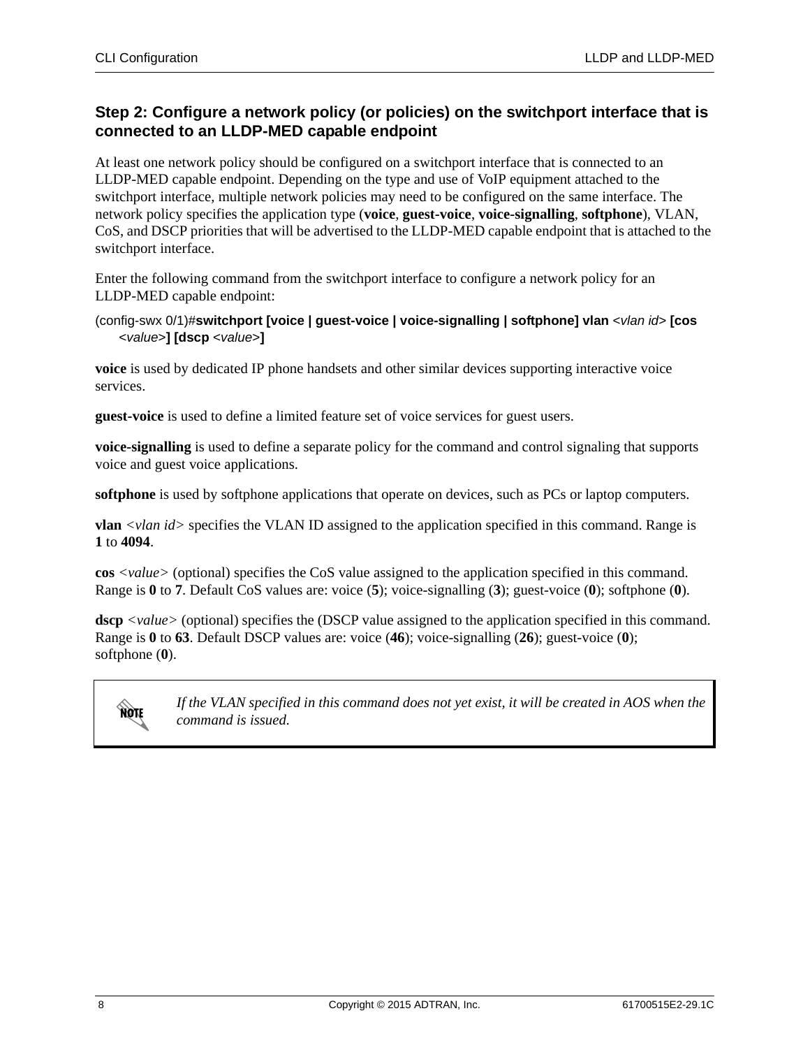### Step 2: Configure a network policy (or policies) on the switchport interface that is connected to an LLDP-MED capable endpoint

At least one network policy should be configured on a switchport interface that is connected to an LLDP-MED capable endpoint. Depending on the type and use of VoIP equipment attached to the switchport interface, multiple network policies may need to be configured on the same interface. The network policy specifies the application type (**voice**, **guest-voice**, **voice-signalling**, **softphone**), VLAN, CoS, and DSCP priorities that will be advertised to the LLDP-MED capable endpoint that is attached to the switchport interface.

Enter the following command from the switchport interface to configure a network policy for an LLDP-MED capable endpoint:

(config-swx 0/1)#**switchport [voice | guest-voice | voice-signalling | softphone] vlan** *<vlan id>* **[cos** *<value>***] [dscp** *<value>***]**

**voice** is used by dedicated IP phone handsets and other similar devices supporting interactive voice services.

**guest-voice** is used to define a limited feature set of voice services for guest users.

**voice-signalling** is used to define a separate policy for the command and control signaling that supports voice and guest voice applications.

**softphone** is used by softphone applications that operate on devices, such as PCs or laptop computers.

**vlan** *<vlan id>* specifies the VLAN ID assigned to the application specified in this command. Range is **1** to **4094**.

**cos** *<value>* (optional) specifies the CoS value assigned to the application specified in this command. Range is **0** to **7**. Default CoS values are: voice (**5**); voice-signalling (**3**); guest-voice (**0**); softphone (**0**).

**dscp** *<value>* (optional) specifies the (DSCP value assigned to the application specified in this command. Range is **0** to **63**. Default DSCP values are: voice (**46**); voice-signalling (**26**); guest-voice (**0**); softphone (**0**).

> **NOTE:** *If the VLAN specified in this command does not yet exist, it will be created in AOS when the command is issued.*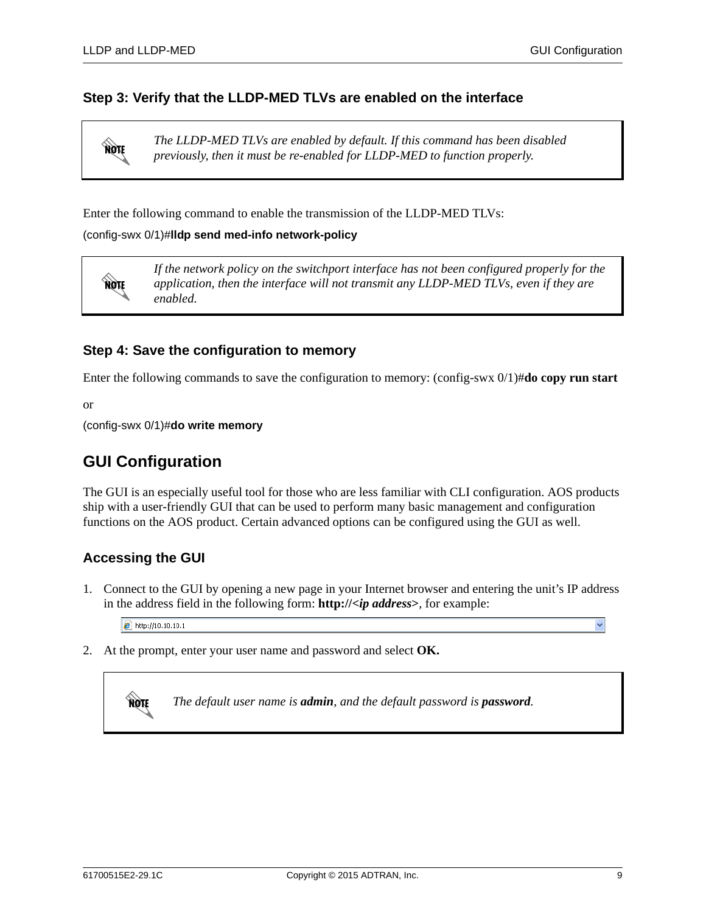### Step 3: Verify that the LLDP-MED TLVs are enabled on the interface

> *The LLDP-MED TLVs are enabled by default. If this command has been disabled previously, then it must be re-enabled for LLDP-MED to function properly.*

Enter the following command to enable the transmission of the LLDP-MED TLVs:

(config-swx 0/1)#**lldp send med-info network-policy**

> *If the network policy on the switchport interface has not been configured properly for the application, then the interface will not transmit any LLDP-MED TLVs, even if they are enabled.*

### Step 4: Save the configuration to memory

Enter the following commands to save the configuration to memory: (config-swx 0/1)#**do copy run start**

or

(config-swx 0/1)#**do write memory**

## GUI Configuration

The GUI is an especially useful tool for those who are less familiar with CLI configuration. AOS products ship with a user-friendly GUI that can be used to perform many basic management and configuration functions on the AOS product. Certain advanced options can be configured using the GUI as well.

### Accessing the GUI

1. Connect to the GUI by opening a new page in your Internet browser and entering the unit's IP address in the address field in the following form: **http://<*ip address*>**, for example:

   http://10.10.10.1

2. At the prompt, enter your user name and password and select **OK.**

> *The default user name is **admin**, and the default password is **password**.*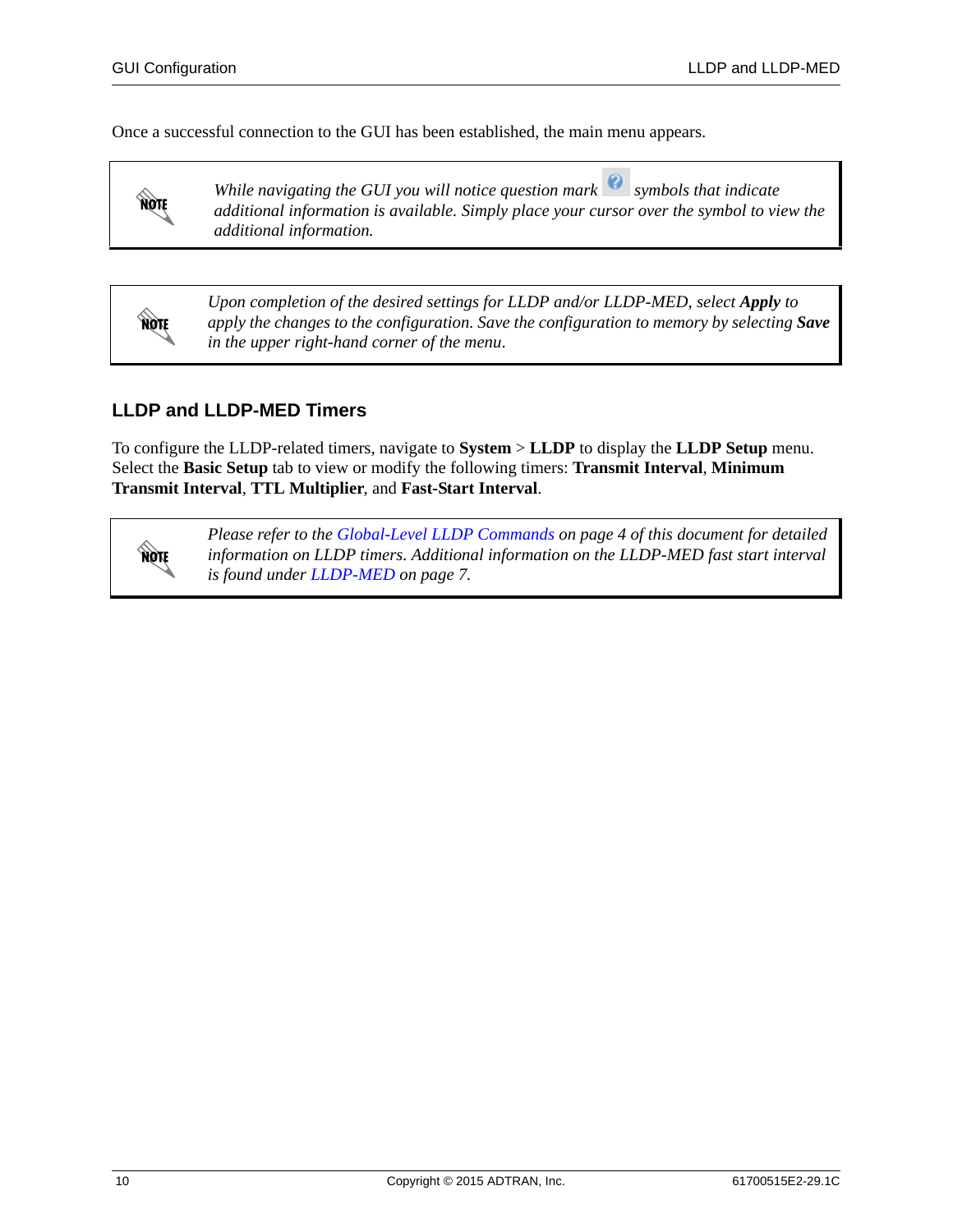Once a successful connection to the GUI has been established, the main menu appears.

> **NOTE:** *While navigating the GUI you will notice question mark symbols that indicate additional information is available. Simply place your cursor over the symbol to view the additional information.*

> **NOTE:** *Upon completion of the desired settings for LLDP and/or LLDP-MED, select **Apply** to apply the changes to the configuration. Save the configuration to memory by selecting **Save** in the upper right-hand corner of the menu.*

## LLDP and LLDP-MED Timers

To configure the LLDP-related timers, navigate to **System** > **LLDP** to display the **LLDP Setup** menu. Select the **Basic Setup** tab to view or modify the following timers: **Transmit Interval**, **Minimum Transmit Interval**, **TTL Multiplier**, and **Fast-Start Interval**.

> **NOTE:** *Please refer to the Global-Level LLDP Commands on page 4 of this document for detailed information on LLDP timers. Additional information on the LLDP-MED fast start interval is found under LLDP-MED on page 7.*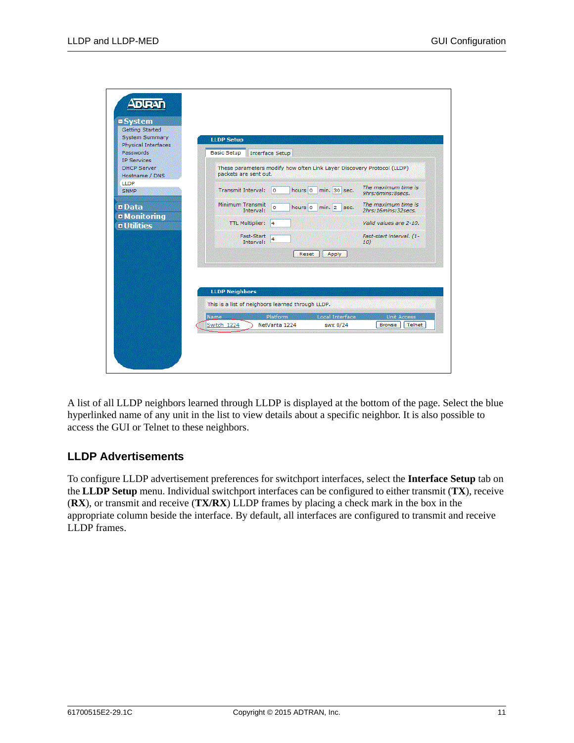A list of all LLDP neighbors learned through LLDP is displayed at the bottom of the page. Select the blue hyperlinked name of any unit in the list to view details about a specific neighbor. It is also possible to access the GUI or Telnet to these neighbors.

## LLDP Advertisements

To configure LLDP advertisement preferences for switchport interfaces, select the **Interface Setup** tab on the **LLDP Setup** menu. Individual switchport interfaces can be configured to either transmit (**TX**), receive (**RX**), or transmit and receive (**TX/RX**) LLDP frames by placing a check mark in the box in the appropriate column beside the interface. By default, all interfaces are configured to transmit and receive LLDP frames.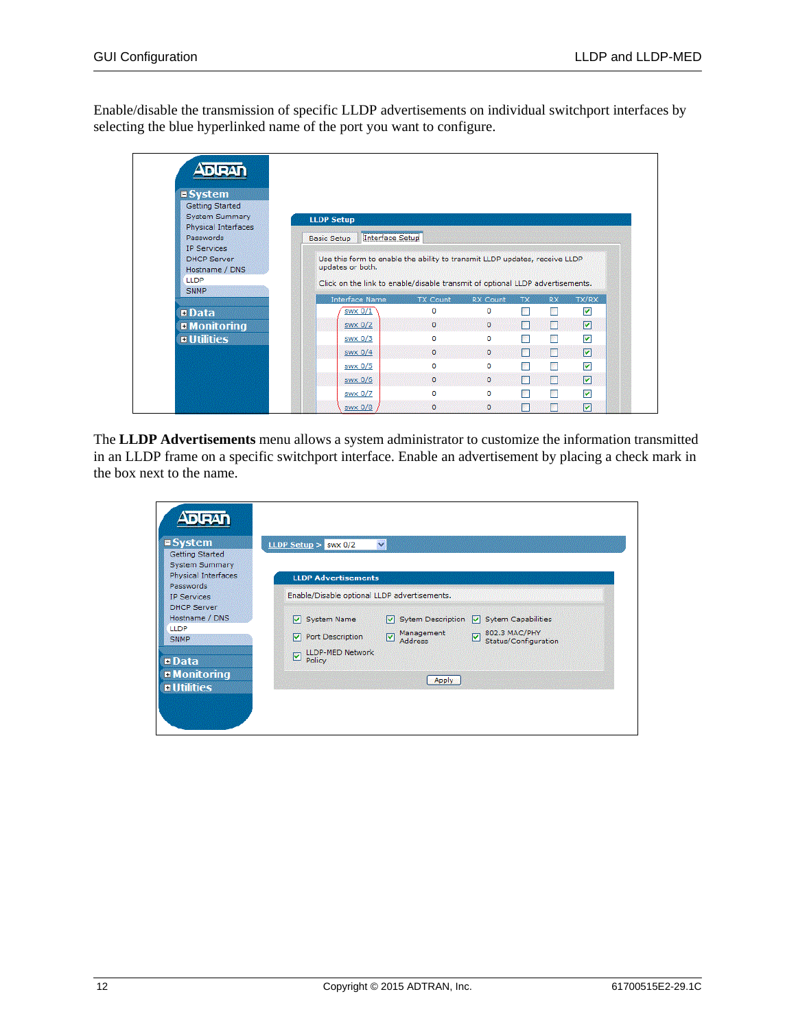Enable/disable the transmission of specific LLDP advertisements on individual switchport interfaces by selecting the blue hyperlinked name of the port you want to configure.

The **LLDP Advertisements** menu allows a system administrator to customize the information transmitted in an LLDP frame on a specific switchport interface. Enable an advertisement by placing a check mark in the box next to the name.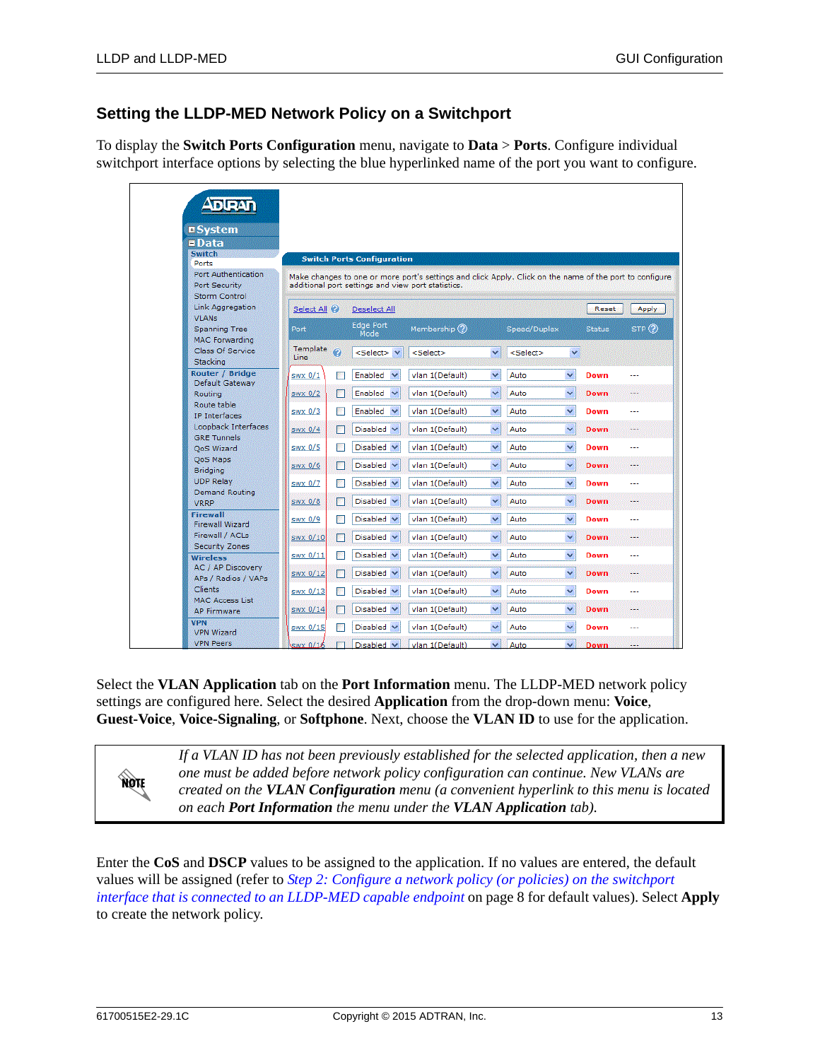## Setting the LLDP-MED Network Policy on a Switchport

To display the **Switch Ports Configuration** menu, navigate to **Data** > **Ports**. Configure individual switchport interface options by selecting the blue hyperlinked name of the port you want to configure.

Select the **VLAN Application** tab on the **Port Information** menu. The LLDP-MED network policy settings are configured here. Select the desired **Application** from the drop-down menu: **Voice**, **Guest-Voice**, **Voice-Signaling**, or **Softphone**. Next, choose the **VLAN ID** to use for the application.

> **NOTE**
>
> *If a VLAN ID has not been previously established for the selected application, then a new one must be added before network policy configuration can continue. New VLANs are created on the* ***VLAN Configuration*** *menu (a convenient hyperlink to this menu is located on each* ***Port Information*** *the menu under the* ***VLAN Application*** *tab).*

Enter the **CoS** and **DSCP** values to be assigned to the application. If no values are entered, the default values will be assigned (refer to *Step 2: Configure a network policy (or policies) on the switchport interface that is connected to an LLDP-MED capable endpoint* on page 8 for default values). Select **Apply** to create the network policy.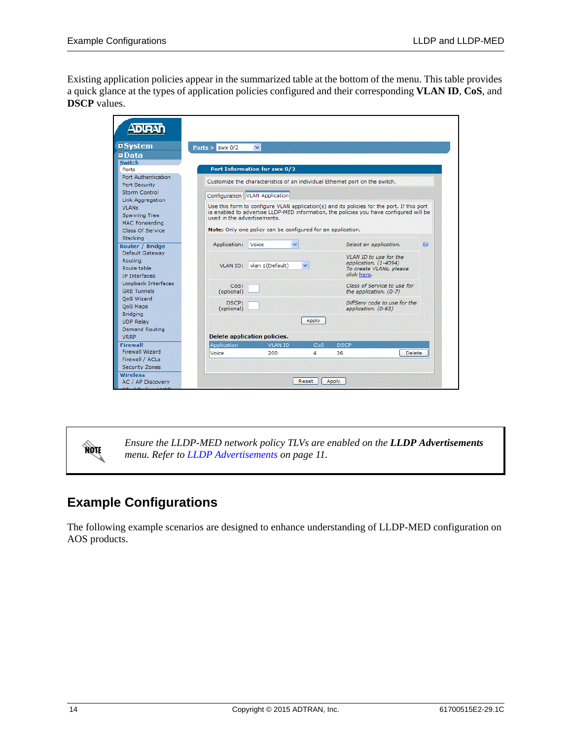Existing application policies appear in the summarized table at the bottom of the menu. This table provides a quick glance at the types of application policies configured and their corresponding **VLAN ID**, **CoS**, and **DSCP** values.

*Ensure the LLDP-MED network policy TLVs are enabled on the* ***LLDP Advertisements*** *menu. Refer to LLDP Advertisements on page 11.*

## Example Configurations

The following example scenarios are designed to enhance understanding of LLDP-MED configuration on AOS products.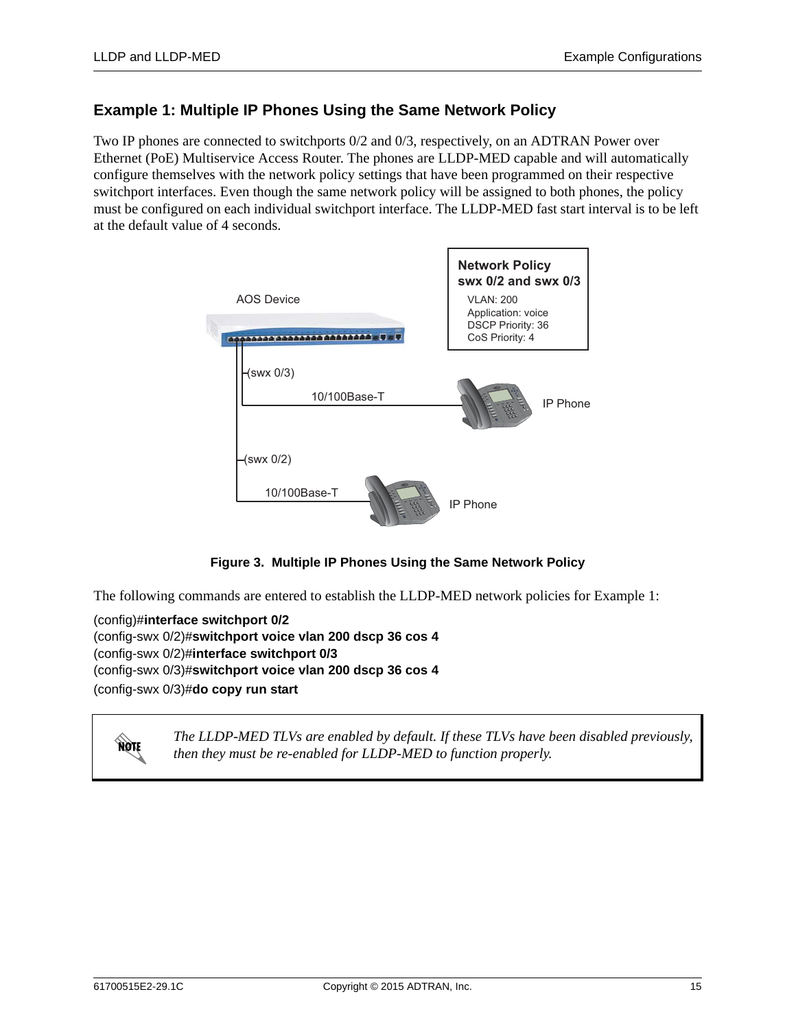## Example 1: Multiple IP Phones Using the Same Network Policy

Two IP phones are connected to switchports 0/2 and 0/3, respectively, on an ADTRAN Power over Ethernet (PoE) Multiservice Access Router. The phones are LLDP-MED capable and will automatically configure themselves with the network policy settings that have been programmed on their respective switchport interfaces. Even though the same network policy will be assigned to both phones, the policy must be configured on each individual switchport interface. The LLDP-MED fast start interval is to be left at the default value of 4 seconds.

**Figure 3. Multiple IP Phones Using the Same Network Policy**

The following commands are entered to establish the LLDP-MED network policies for Example 1:

```
(config)#interface switchport 0/2
(config-swx 0/2)#switchport voice vlan 200 dscp 36 cos 4
(config-swx 0/2)#interface switchport 0/3
(config-swx 0/3)#switchport voice vlan 200 dscp 36 cos 4
(config-swx 0/3)#do copy run start
```

> **NOTE:** *The LLDP-MED TLVs are enabled by default. If these TLVs have been disabled previously, then they must be re-enabled for LLDP-MED to function properly.*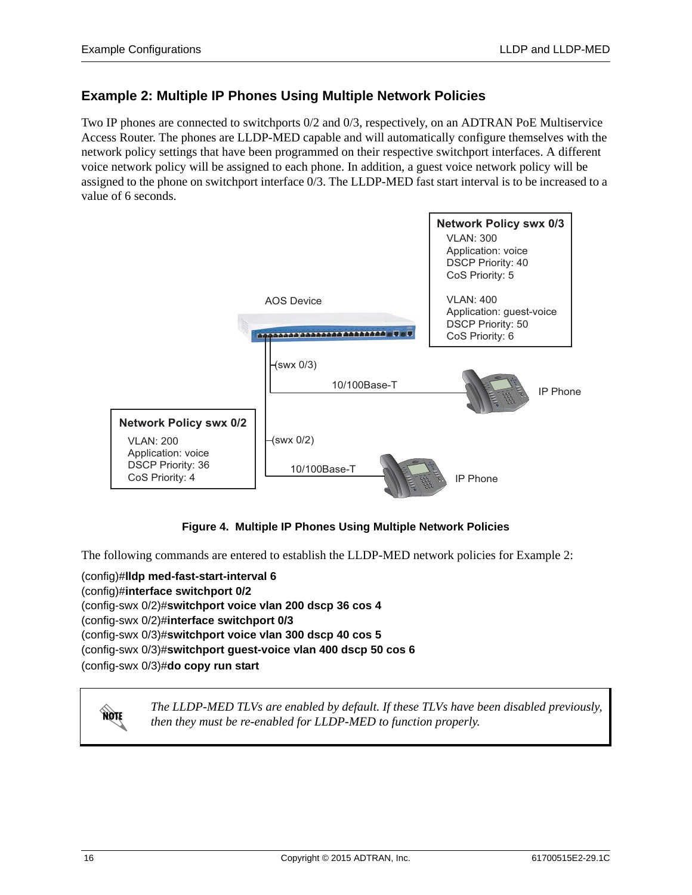## Example 2: Multiple IP Phones Using Multiple Network Policies

Two IP phones are connected to switchports 0/2 and 0/3, respectively, on an ADTRAN PoE Multiservice Access Router. The phones are LLDP-MED capable and will automatically configure themselves with the network policy settings that have been programmed on their respective switchport interfaces. A different voice network policy will be assigned to each phone. In addition, a guest voice network policy will be assigned to the phone on switchport interface 0/3. The LLDP-MED fast start interval is to be increased to a value of 6 seconds.

**Figure 4. Multiple IP Phones Using Multiple Network Policies**

The following commands are entered to establish the LLDP-MED network policies for Example 2:

```
(config)#lldp med-fast-start-interval 6
(config)#interface switchport 0/2
(config-swx 0/2)#switchport voice vlan 200 dscp 36 cos 4
(config-swx 0/2)#interface switchport 0/3
(config-swx 0/3)#switchport voice vlan 300 dscp 40 cos 5
(config-swx 0/3)#switchport guest-voice vlan 400 dscp 50 cos 6
(config-swx 0/3)#do copy run start
```

> **NOTE:** *The LLDP-MED TLVs are enabled by default. If these TLVs have been disabled previously, then they must be re-enabled for LLDP-MED to function properly.*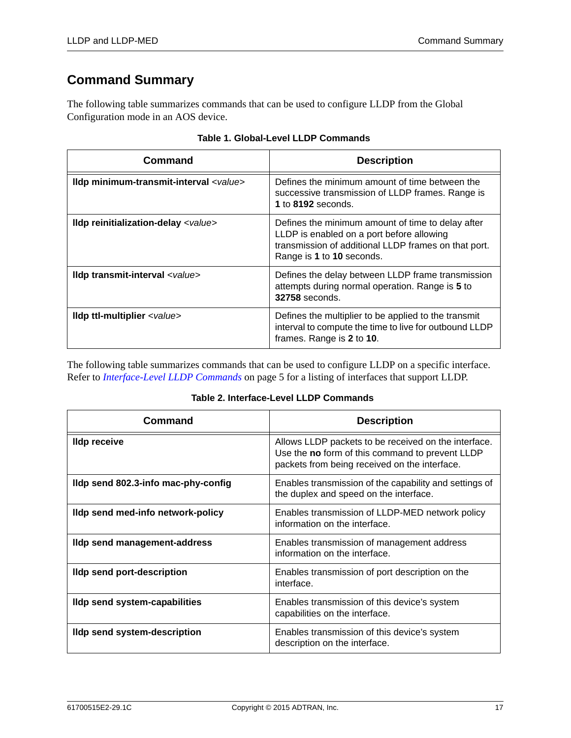## Command Summary

The following table summarizes commands that can be used to configure LLDP from the Global Configuration mode in an AOS device.

**Table 1. Global-Level LLDP Commands**

| Command | Description |
|---|---|
| **lldp minimum-transmit-interval** *<value>* | Defines the minimum amount of time between the successive transmission of LLDP frames. Range is **1** to **8192** seconds. |
| **lldp reinitialization-delay** *<value>* | Defines the minimum amount of time to delay after LLDP is enabled on a port before allowing transmission of additional LLDP frames on that port. Range is **1** to **10** seconds. |
| **lldp transmit-interval** *<value>* | Defines the delay between LLDP frame transmission attempts during normal operation. Range is **5** to **32758** seconds. |
| **lldp ttl-multiplier** *<value>* | Defines the multiplier to be applied to the transmit interval to compute the time to live for outbound LLDP frames. Range is **2** to **10**. |

The following table summarizes commands that can be used to configure LLDP on a specific interface. Refer to *Interface-Level LLDP Commands* on page 5 for a listing of interfaces that support LLDP.

**Table 2. Interface-Level LLDP Commands**

| Command | Description |
|---|---|
| **lldp receive** | Allows LLDP packets to be received on the interface. Use the **no** form of this command to prevent LLDP packets from being received on the interface. |
| **lldp send 802.3-info mac-phy-config** | Enables transmission of the capability and settings of the duplex and speed on the interface. |
| **lldp send med-info network-policy** | Enables transmission of LLDP-MED network policy information on the interface. |
| **lldp send management-address** | Enables transmission of management address information on the interface. |
| **lldp send port-description** | Enables transmission of port description on the interface. |
| **lldp send system-capabilities** | Enables transmission of this device's system capabilities on the interface. |
| **lldp send system-description** | Enables transmission of this device's system description on the interface. |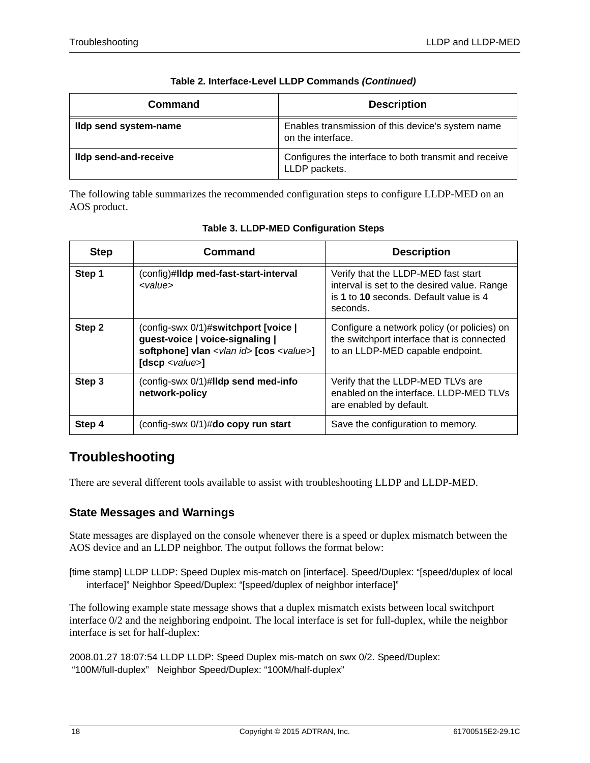**Table 2. Interface-Level LLDP Commands *(Continued)***

| Command | Description |
|---|---|
| **lldp send system-name** | Enables transmission of this device's system name on the interface. |
| **lldp send-and-receive** | Configures the interface to both transmit and receive LLDP packets. |

The following table summarizes the recommended configuration steps to configure LLDP-MED on an AOS product.

**Table 3. LLDP-MED Configuration Steps**

| Step | Command | Description |
|---|---|---|
| **Step 1** | (config)#**lldp med-fast-start-interval** *<value>* | Verify that the LLDP-MED fast start interval is set to the desired value. Range is **1** to **10** seconds. Default value is 4 seconds. |
| **Step 2** | (config-swx 0/1)#**switchport [voice \| guest-voice \| voice-signaling \| softphone] vlan** *<vlan id>* **[cos** *<value>***] [dscp** *<value>***]** | Configure a network policy (or policies) on the switchport interface that is connected to an LLDP-MED capable endpoint. |
| **Step 3** | (config-swx 0/1)#**lldp send med-info network-policy** | Verify that the LLDP-MED TLVs are enabled on the interface. LLDP-MED TLVs are enabled by default. |
| **Step 4** | (config-swx 0/1)#**do copy run start** | Save the configuration to memory. |

# Troubleshooting

There are several different tools available to assist with troubleshooting LLDP and LLDP-MED.

## State Messages and Warnings

State messages are displayed on the console whenever there is a speed or duplex mismatch between the AOS device and an LLDP neighbor. The output follows the format below:

```
[time stamp] LLDP LLDP: Speed Duplex mis-match on [interface]. Speed/Duplex: "[speed/duplex of local
    interface]" Neighbor Speed/Duplex: "[speed/duplex of neighbor interface]"
```

The following example state message shows that a duplex mismatch exists between local switchport interface 0/2 and the neighboring endpoint. The local interface is set for full-duplex, while the neighbor interface is set for half-duplex:

```
2008.01.27 18:07:54 LLDP LLDP: Speed Duplex mis-match on swx 0/2. Speed/Duplex:
 "100M/full-duplex"   Neighbor Speed/Duplex: "100M/half-duplex"
```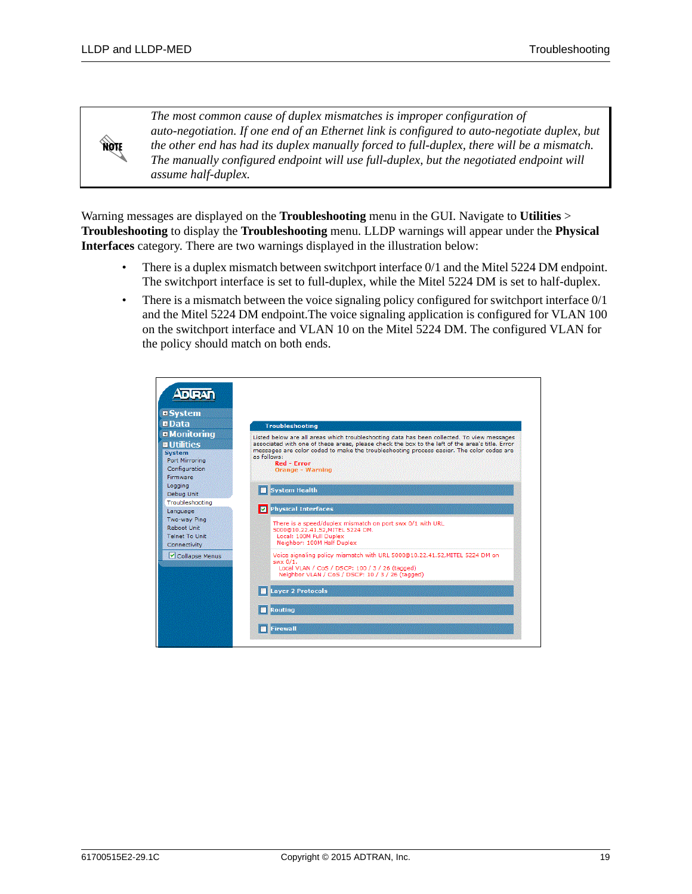> **NOTE**
>
> *The most common cause of duplex mismatches is improper configuration of auto-negotiation. If one end of an Ethernet link is configured to auto-negotiate duplex, but the other end has had its duplex manually forced to full-duplex, there will be a mismatch. The manually configured endpoint will use full-duplex, but the negotiated endpoint will assume half-duplex.*

Warning messages are displayed on the **Troubleshooting** menu in the GUI. Navigate to **Utilities** > **Troubleshooting** to display the **Troubleshooting** menu. LLDP warnings will appear under the **Physical Interfaces** category. There are two warnings displayed in the illustration below:

- There is a duplex mismatch between switchport interface 0/1 and the Mitel 5224 DM endpoint. The switchport interface is set to full-duplex, while the Mitel 5224 DM is set to half-duplex.
- There is a mismatch between the voice signaling policy configured for switchport interface 0/1 and the Mitel 5224 DM endpoint.The voice signaling application is configured for VLAN 100 on the switchport interface and VLAN 10 on the Mitel 5224 DM. The configured VLAN for the policy should match on both ends.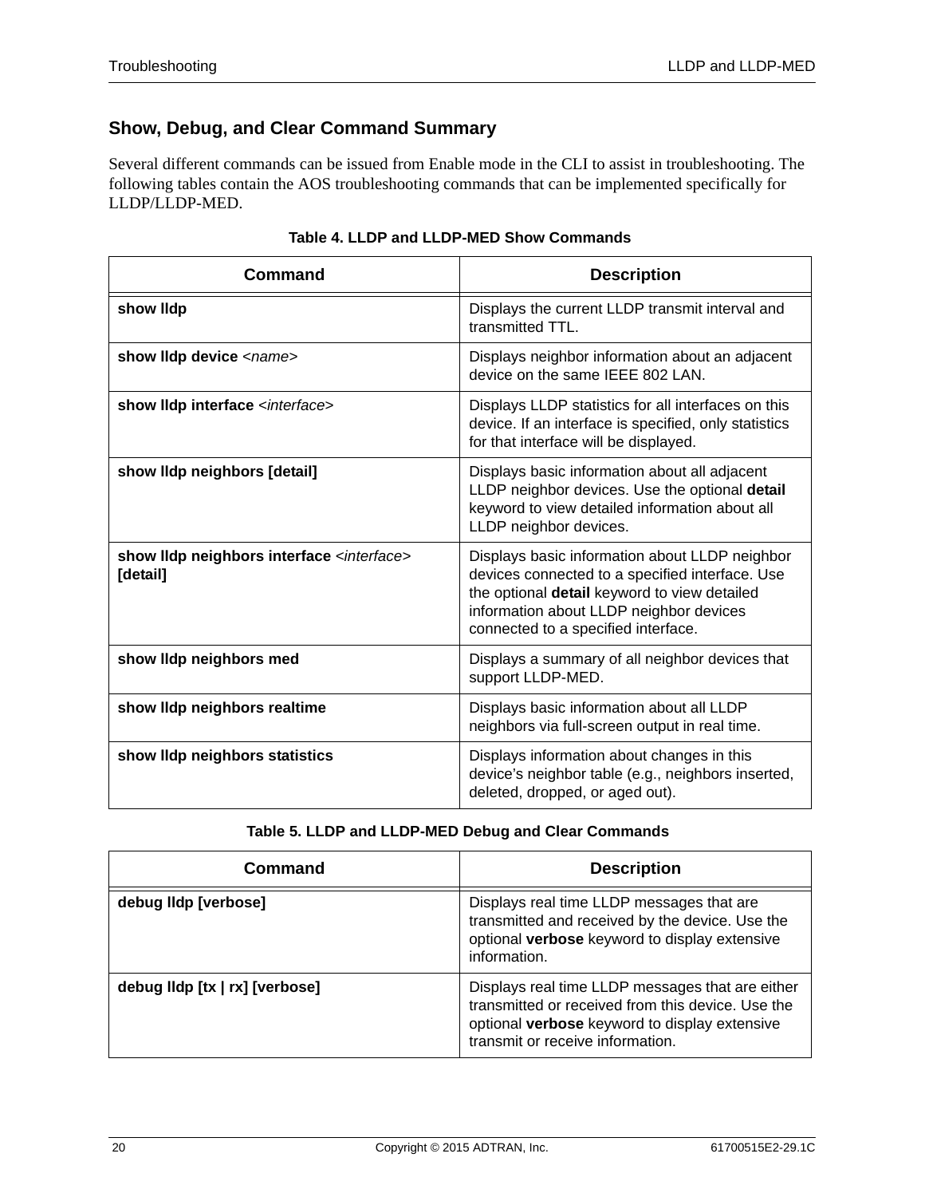## Show, Debug, and Clear Command Summary

Several different commands can be issued from Enable mode in the CLI to assist in troubleshooting. The following tables contain the AOS troubleshooting commands that can be implemented specifically for LLDP/LLDP-MED.

**Table 4. LLDP and LLDP-MED Show Commands**

| Command | Description |
|---|---|
| **show lldp** | Displays the current LLDP transmit interval and transmitted TTL. |
| **show lldp device** *<name>* | Displays neighbor information about an adjacent device on the same IEEE 802 LAN. |
| **show lldp interface** *<interface>* | Displays LLDP statistics for all interfaces on this device. If an interface is specified, only statistics for that interface will be displayed. |
| **show lldp neighbors [detail]** | Displays basic information about all adjacent LLDP neighbor devices. Use the optional **detail** keyword to view detailed information about all LLDP neighbor devices. |
| **show lldp neighbors interface** *<interface>* **[detail]** | Displays basic information about LLDP neighbor devices connected to a specified interface. Use the optional **detail** keyword to view detailed information about LLDP neighbor devices connected to a specified interface. |
| **show lldp neighbors med** | Displays a summary of all neighbor devices that support LLDP-MED. |
| **show lldp neighbors realtime** | Displays basic information about all LLDP neighbors via full-screen output in real time. |
| **show lldp neighbors statistics** | Displays information about changes in this device's neighbor table (e.g., neighbors inserted, deleted, dropped, or aged out). |

**Table 5. LLDP and LLDP-MED Debug and Clear Commands**

| Command | Description |
|---|---|
| **debug lldp [verbose]** | Displays real time LLDP messages that are transmitted and received by the device. Use the optional **verbose** keyword to display extensive information. |
| **debug lldp [tx \| rx] [verbose]** | Displays real time LLDP messages that are either transmitted or received from this device. Use the optional **verbose** keyword to display extensive transmit or receive information. |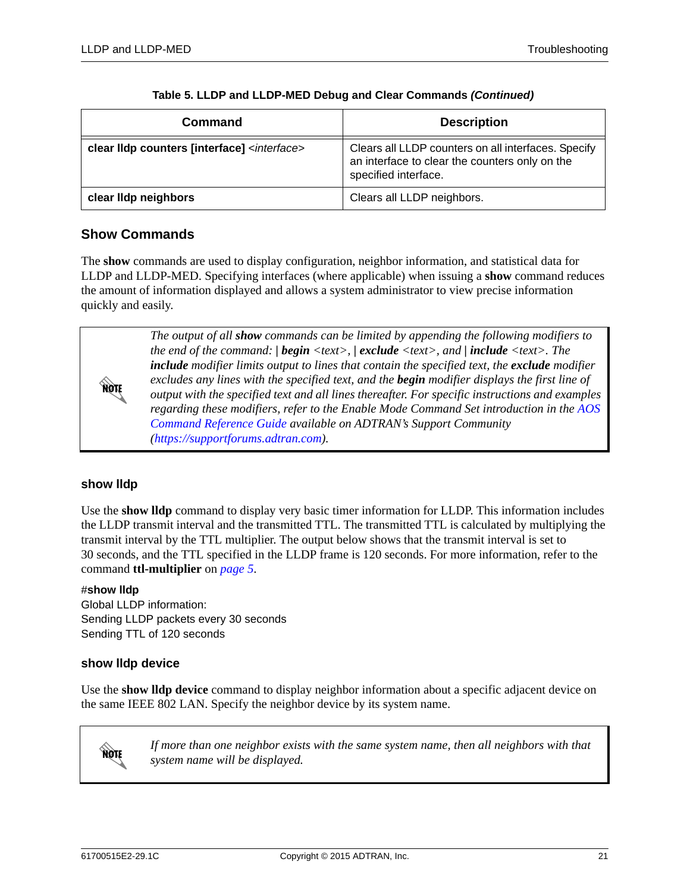**Table 5. LLDP and LLDP-MED Debug and Clear Commands *(Continued)***

| Command | Description |
|---|---|
| **clear lldp counters [interface]** *<interface>* | Clears all LLDP counters on all interfaces. Specify an interface to clear the counters only on the specified interface. |
| **clear lldp neighbors** | Clears all LLDP neighbors. |

## Show Commands

The **show** commands are used to display configuration, neighbor information, and statistical data for LLDP and LLDP-MED. Specifying interfaces (where applicable) when issuing a **show** command reduces the amount of information displayed and allows a system administrator to view precise information quickly and easily.

> NOTE: *The output of all **show** commands can be limited by appending the following modifiers to the end of the command: **| begin** <text>, **| exclude** <text>, and **| include** <text>. The **include** modifier limits output to lines that contain the specified text, the **exclude** modifier excludes any lines with the specified text, and the **begin** modifier displays the first line of output with the specified text and all lines thereafter. For specific instructions and examples regarding these modifiers, refer to the Enable Mode Command Set introduction in the AOS Command Reference Guide available on ADTRAN's Support Community (https://supportforums.adtran.com).*

### show lldp

Use the **show lldp** command to display very basic timer information for LLDP. This information includes the LLDP transmit interval and the transmitted TTL. The transmitted TTL is calculated by multiplying the transmit interval by the TTL multiplier. The output below shows that the transmit interval is set to 30 seconds, and the TTL specified in the LLDP frame is 120 seconds. For more information, refer to the command **ttl-multiplier** on *page 5*.

```
#show lldp
Global LLDP information:
Sending LLDP packets every 30 seconds
Sending TTL of 120 seconds
```

### show lldp device

Use the **show lldp device** command to display neighbor information about a specific adjacent device on the same IEEE 802 LAN. Specify the neighbor device by its system name.

> NOTE: *If more than one neighbor exists with the same system name, then all neighbors with that system name will be displayed.*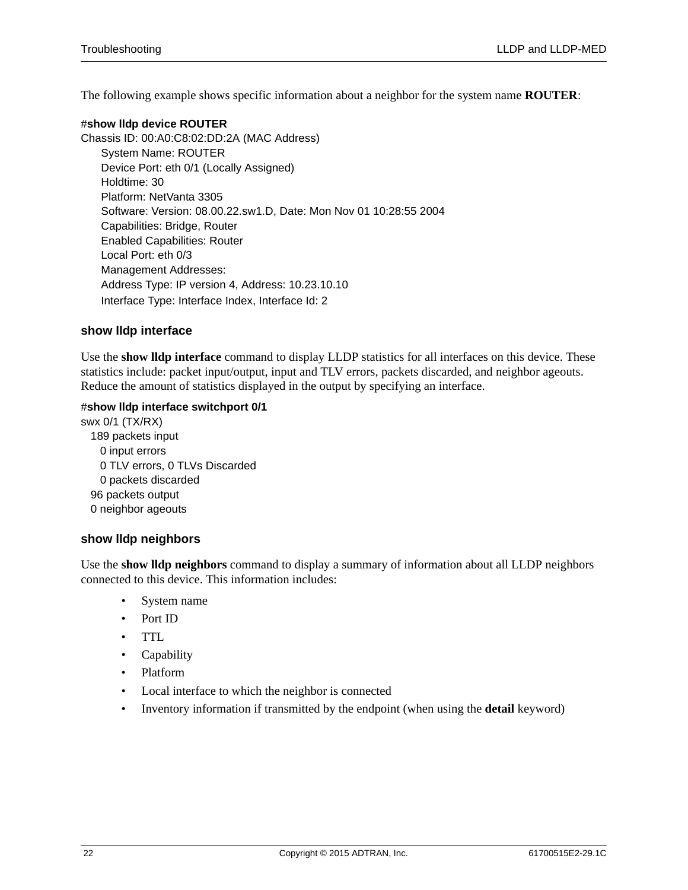The following example shows specific information about a neighbor for the system name **ROUTER**:

```
#show lldp device ROUTER
Chassis ID: 00:A0:C8:02:DD:2A (MAC Address)
    System Name: ROUTER
    Device Port: eth 0/1 (Locally Assigned)
    Holdtime: 30
    Platform: NetVanta 3305
    Software: Version: 08.00.22.sw1.D, Date: Mon Nov 01 10:28:55 2004
    Capabilities: Bridge, Router
    Enabled Capabilities: Router
    Local Port: eth 0/3
    Management Addresses:
    Address Type: IP version 4, Address: 10.23.10.10
    Interface Type: Interface Index, Interface Id: 2
```

### show lldp interface

Use the **show lldp interface** command to display LLDP statistics for all interfaces on this device. These statistics include: packet input/output, input and TLV errors, packets discarded, and neighbor ageouts. Reduce the amount of statistics displayed in the output by specifying an interface.

```
#show lldp interface switchport 0/1
swx 0/1 (TX/RX)
  189 packets input
    0 input errors
    0 TLV errors, 0 TLVs Discarded
    0 packets discarded
  96 packets output
  0 neighbor ageouts
```

### show lldp neighbors

Use the **show lldp neighbors** command to display a summary of information about all LLDP neighbors connected to this device. This information includes:

- System name
- Port ID
- TTL
- Capability
- Platform
- Local interface to which the neighbor is connected
- Inventory information if transmitted by the endpoint (when using the **detail** keyword)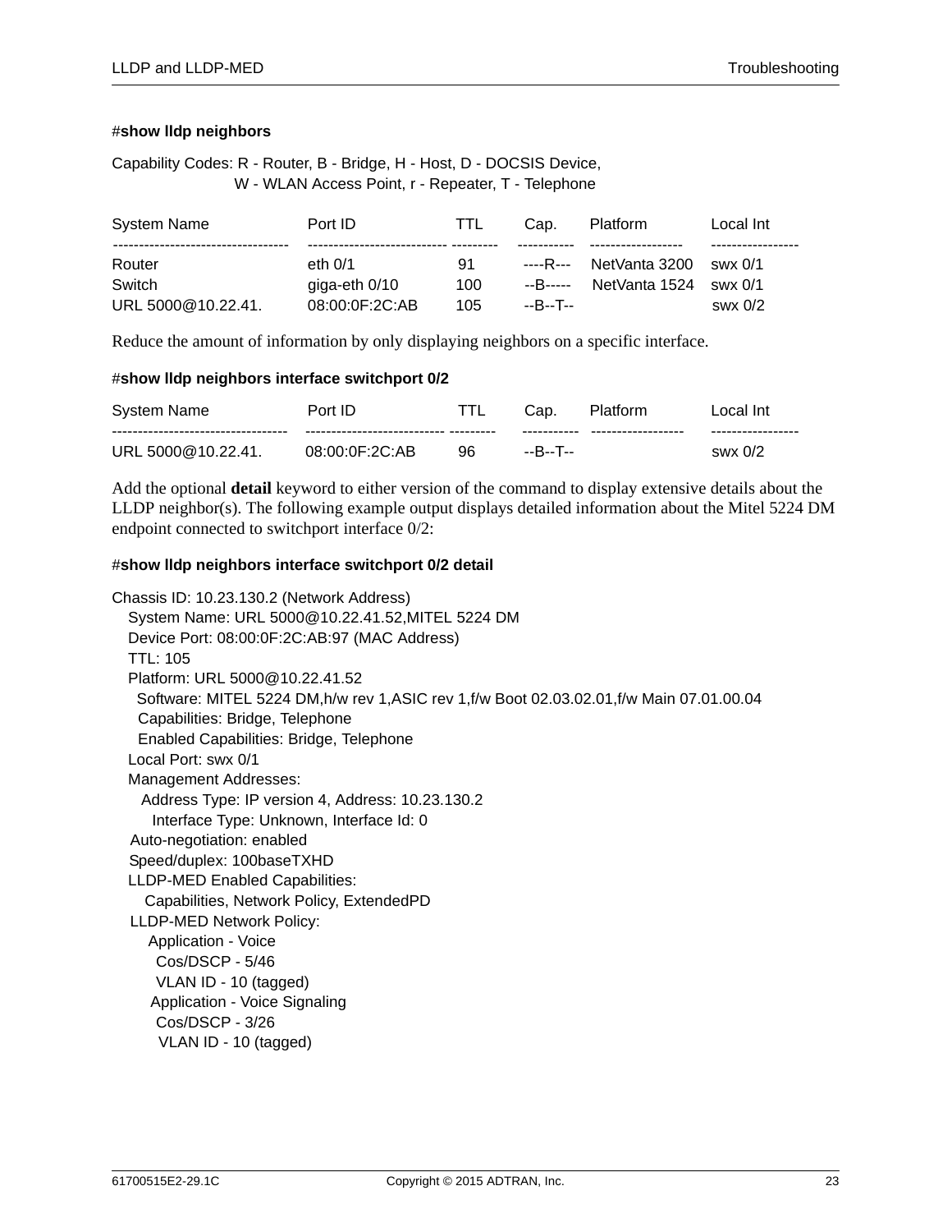#**show lldp neighbors**

```
Capability Codes: R - Router, B - Bridge, H - Host, D - DOCSIS Device,
                  W - WLAN Access Point, r - Repeater, T - Telephone

System Name                 Port ID                  TTL    Cap.        Platform        Local Int
--------------------------------- -------------------------- --------- ----------- ----------------- -----------------
Router                      eth 0/1                  91     ----R---    NetVanta 3200   swx 0/1
Switch                      giga-eth 0/10            100    --B-----    NetVanta 1524   swx 0/1
URL 5000@10.22.41.          08:00:0F:2C:AB           105    --B--T--                    swx 0/2
```

Reduce the amount of information by only displaying neighbors on a specific interface.

#**show lldp neighbors interface switchport 0/2**

```
System Name                 Port ID                  TTL    Cap.        Platform        Local Int
--------------------------------- -------------------------- --------- ----------- ----------------- -----------------
URL 5000@10.22.41.          08:00:0F:2C:AB           96     --B--T--                    swx 0/2
```

Add the optional **detail** keyword to either version of the command to display extensive details about the LLDP neighbor(s). The following example output displays detailed information about the Mitel 5224 DM endpoint connected to switchport interface 0/2:

#**show lldp neighbors interface switchport 0/2 detail**

```
Chassis ID: 10.23.130.2 (Network Address)
  System Name: URL 5000@10.22.41.52,MITEL 5224 DM
  Device Port: 08:00:0F:2C:AB:97 (MAC Address)
  TTL: 105
  Platform: URL 5000@10.22.41.52
    Software: MITEL 5224 DM,h/w rev 1,ASIC rev 1,f/w Boot 02.03.02.01,f/w Main 07.01.00.04
    Capabilities: Bridge, Telephone
    Enabled Capabilities: Bridge, Telephone
  Local Port: swx 0/1
  Management Addresses:
    Address Type: IP version 4, Address: 10.23.130.2
      Interface Type: Unknown, Interface Id: 0
  Auto-negotiation: enabled
  Speed/duplex: 100baseTXHD
  LLDP-MED Enabled Capabilities:
    Capabilities, Network Policy, ExtendedPD
  LLDP-MED Network Policy:
    Application - Voice
      Cos/DSCP - 5/46
      VLAN ID - 10 (tagged)
    Application - Voice Signaling
      Cos/DSCP - 3/26
      VLAN ID - 10 (tagged)
```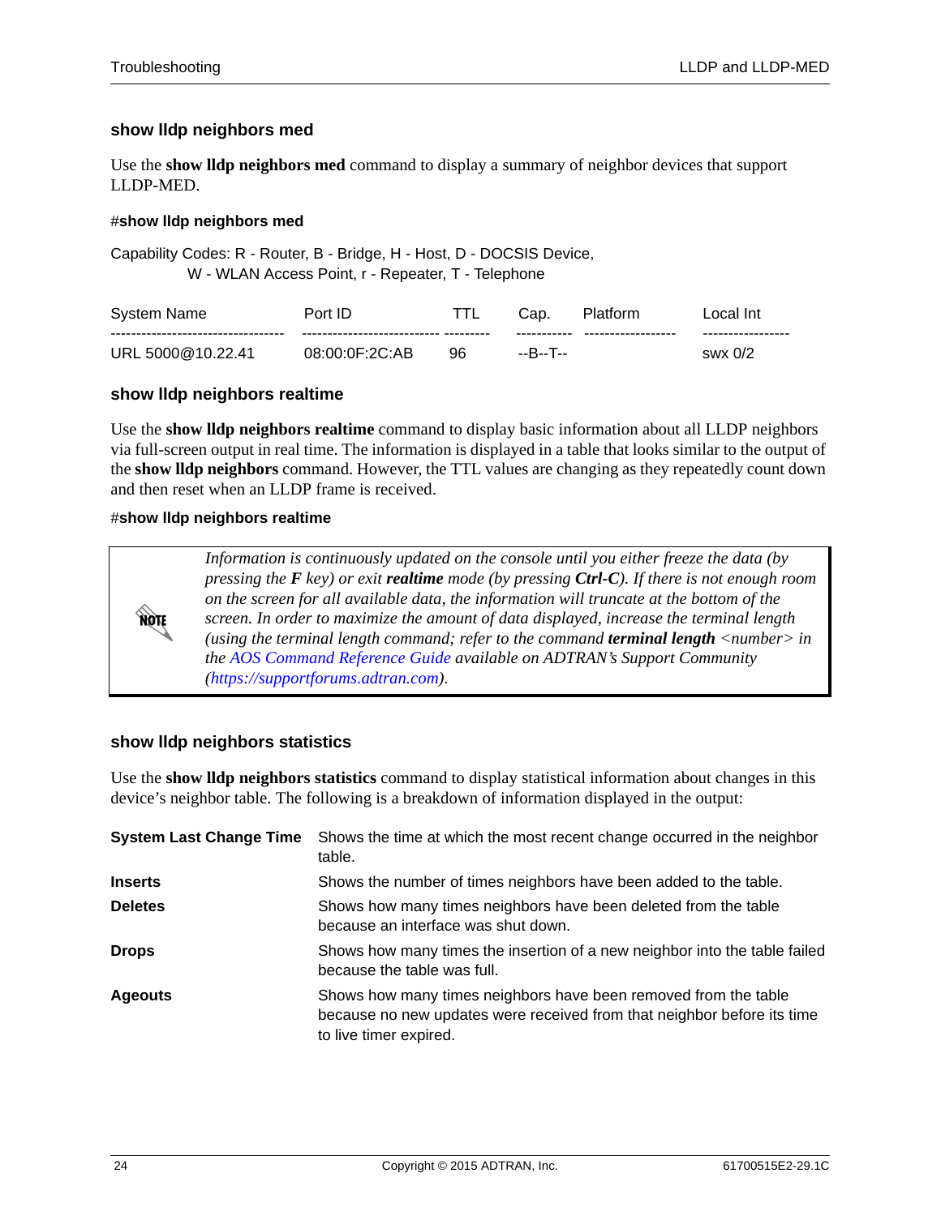### show lldp neighbors med

Use the **show lldp neighbors med** command to display a summary of neighbor devices that support LLDP-MED.

#**show lldp neighbors med**

```
Capability Codes: R - Router, B - Bridge, H - Host, D - DOCSIS Device,
            W - WLAN Access Point, r - Repeater, T - Telephone

System Name                       Port ID                    TTL      Cap.      Platform          Local Int
--------------------------------- -------------------------- -------- --------- ----------------- -----------------
URL 5000@10.22.41                 08:00:0F:2C:AB             96       --B--T--                    swx 0/2
```

### show lldp neighbors realtime

Use the **show lldp neighbors realtime** command to display basic information about all LLDP neighbors via full-screen output in real time. The information is displayed in a table that looks similar to the output of the **show lldp neighbors** command. However, the TTL values are changing as they repeatedly count down and then reset when an LLDP frame is received.

#**show lldp neighbors realtime**

> **NOTE:** *Information is continuously updated on the console until you either freeze the data (by pressing the* ***F*** *key) or exit* ***realtime*** *mode (by pressing* ***Ctrl-C****). If there is not enough room on the screen for all available data, the information will truncate at the bottom of the screen. In order to maximize the amount of data displayed, increase the terminal length (using the terminal length command; refer to the command* ***terminal length*** *<number> in the AOS Command Reference Guide available on ADTRAN's Support Community (https://supportforums.adtran.com).*

### show lldp neighbors statistics

Use the **show lldp neighbors statistics** command to display statistical information about changes in this device's neighbor table. The following is a breakdown of information displayed in the output:

| | |
|---|---|
| **System Last Change Time** | Shows the time at which the most recent change occurred in the neighbor table. |
| **Inserts** | Shows the number of times neighbors have been added to the table. |
| **Deletes** | Shows how many times neighbors have been deleted from the table because an interface was shut down. |
| **Drops** | Shows how many times the insertion of a new neighbor into the table failed because the table was full. |
| **Ageouts** | Shows how many times neighbors have been removed from the table because no new updates were received from that neighbor before its time to live timer expired. |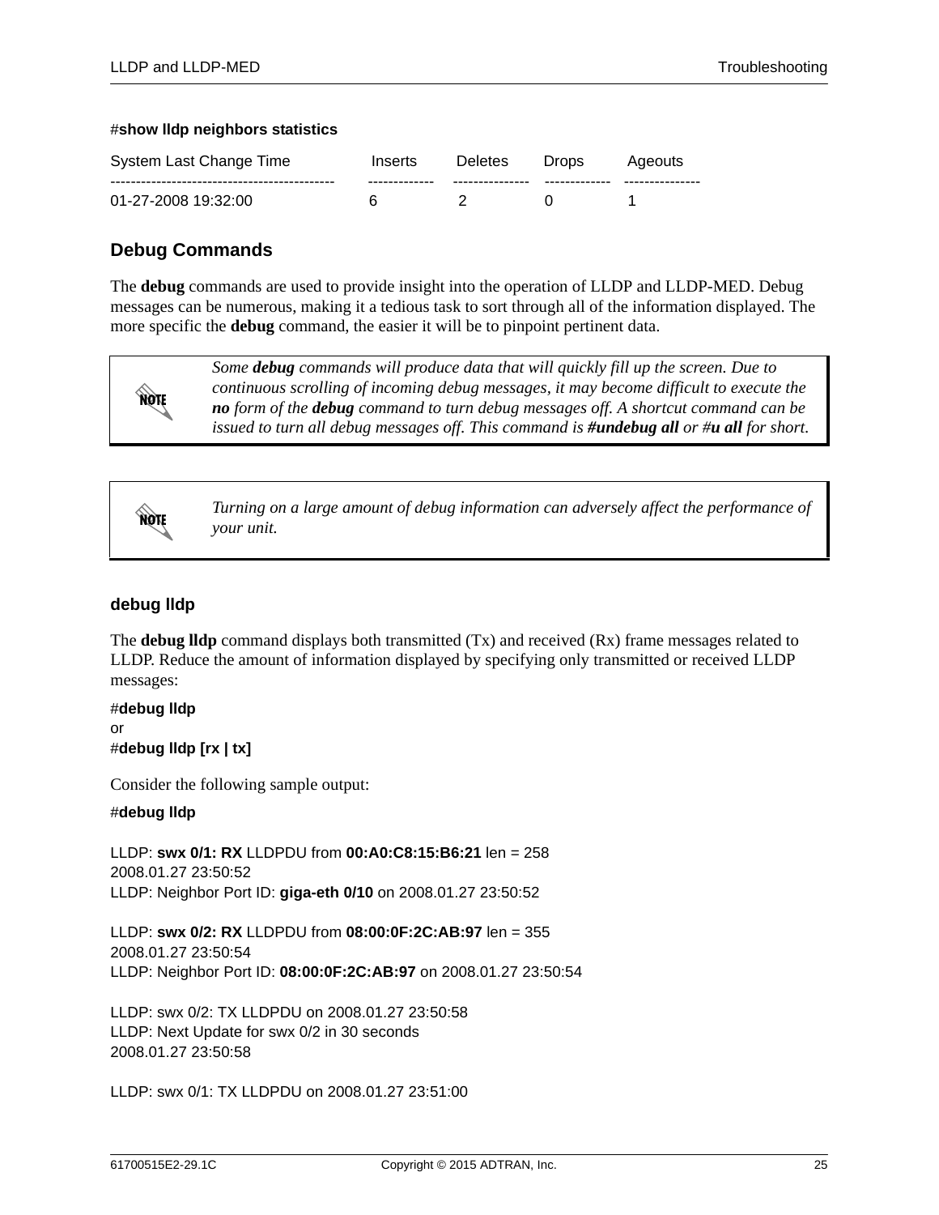#**show lldp neighbors statistics**

| System Last Change Time | Inserts | Deletes | Drops | Ageouts |
|---|---|---|---|---|
| 01-27-2008 19:32:00 | 6 | 2 | 0 | 1 |

## Debug Commands

The **debug** commands are used to provide insight into the operation of LLDP and LLDP-MED. Debug messages can be numerous, making it a tedious task to sort through all of the information displayed. The more specific the **debug** command, the easier it will be to pinpoint pertinent data.

> NOTE: *Some **debug** commands will produce data that will quickly fill up the screen. Due to continuous scrolling of incoming debug messages, it may become difficult to execute the **no** form of the **debug** command to turn debug messages off. A shortcut command can be issued to turn all debug messages off. This command is **#undebug all** or #**u all** for short.*

> NOTE: *Turning on a large amount of debug information can adversely affect the performance of your unit.*

### debug lldp

The **debug lldp** command displays both transmitted (Tx) and received (Rx) frame messages related to LLDP. Reduce the amount of information displayed by specifying only transmitted or received LLDP messages:

#**debug lldp**
or
#**debug lldp [rx | tx]**

Consider the following sample output:

#**debug lldp**

LLDP: **swx 0/1: RX** LLDPDU from **00:A0:C8:15:B6:21** len = 258
2008.01.27 23:50:52
LLDP: Neighbor Port ID: **giga-eth 0/10** on 2008.01.27 23:50:52

LLDP: **swx 0/2: RX** LLDPDU from **08:00:0F:2C:AB:97** len = 355
2008.01.27 23:50:54
LLDP: Neighbor Port ID: **08:00:0F:2C:AB:97** on 2008.01.27 23:50:54

LLDP: swx 0/2: TX LLDPDU on 2008.01.27 23:50:58
LLDP: Next Update for swx 0/2 in 30 seconds
2008.01.27 23:50:58

LLDP: swx 0/1: TX LLDPDU on 2008.01.27 23:51:00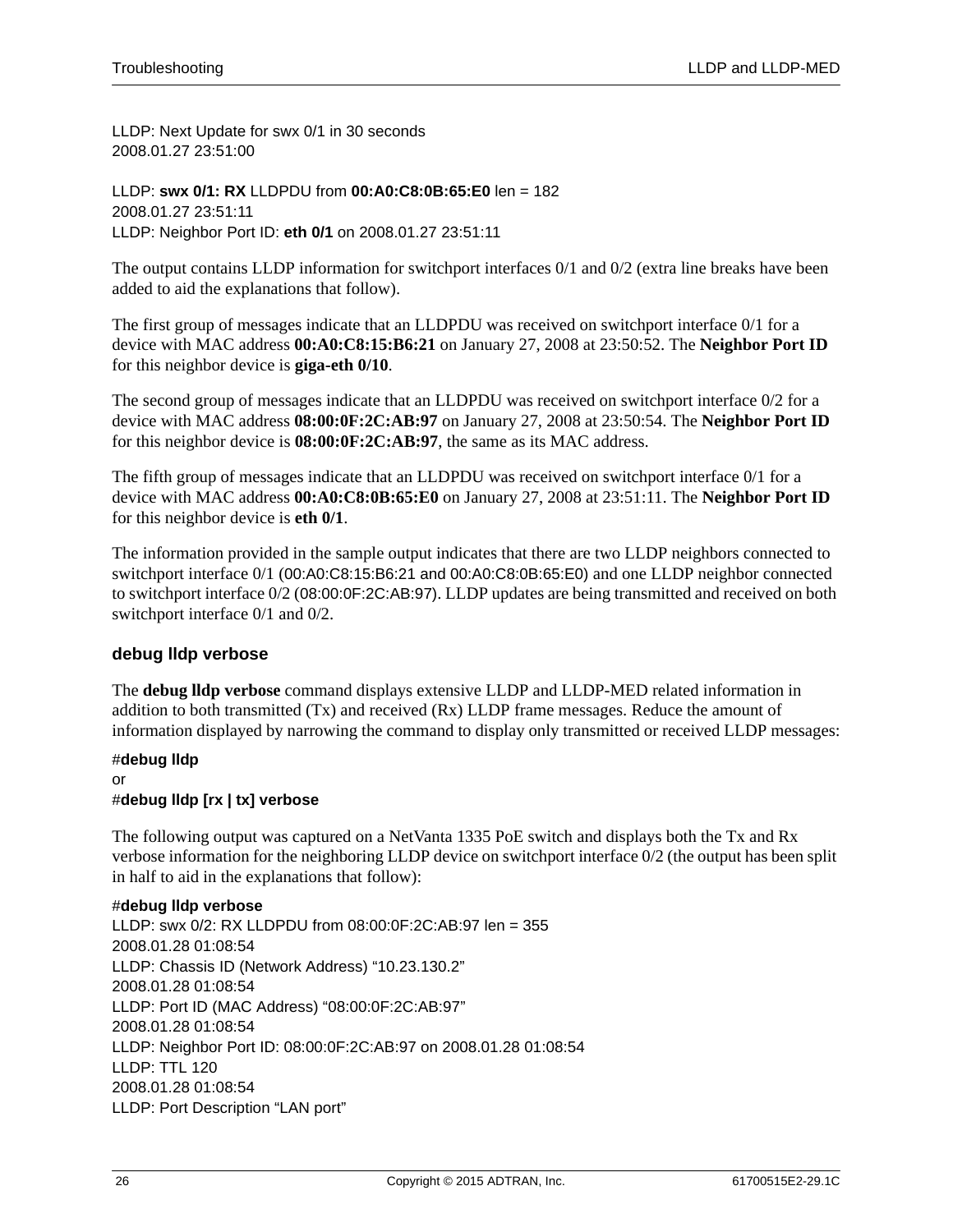LLDP: Next Update for swx 0/1 in 30 seconds
2008.01.27 23:51:00

LLDP: **swx 0/1: RX** LLDPDU from **00:A0:C8:0B:65:E0** len = 182
2008.01.27 23:51:11
LLDP: Neighbor Port ID: **eth 0/1** on 2008.01.27 23:51:11

The output contains LLDP information for switchport interfaces 0/1 and 0/2 (extra line breaks have been added to aid the explanations that follow).

The first group of messages indicate that an LLDPDU was received on switchport interface 0/1 for a device with MAC address **00:A0:C8:15:B6:21** on January 27, 2008 at 23:50:52. The **Neighbor Port ID** for this neighbor device is **giga-eth 0/10**.

The second group of messages indicate that an LLDPDU was received on switchport interface 0/2 for a device with MAC address **08:00:0F:2C:AB:97** on January 27, 2008 at 23:50:54. The **Neighbor Port ID** for this neighbor device is **08:00:0F:2C:AB:97**, the same as its MAC address.

The fifth group of messages indicate that an LLDPDU was received on switchport interface 0/1 for a device with MAC address **00:A0:C8:0B:65:E0** on January 27, 2008 at 23:51:11. The **Neighbor Port ID** for this neighbor device is **eth 0/1**.

The information provided in the sample output indicates that there are two LLDP neighbors connected to switchport interface 0/1 (00:A0:C8:15:B6:21 and 00:A0:C8:0B:65:E0) and one LLDP neighbor connected to switchport interface 0/2 (08:00:0F:2C:AB:97). LLDP updates are being transmitted and received on both switchport interface 0/1 and 0/2.

### debug lldp verbose

The **debug lldp verbose** command displays extensive LLDP and LLDP-MED related information in addition to both transmitted (Tx) and received (Rx) LLDP frame messages. Reduce the amount of information displayed by narrowing the command to display only transmitted or received LLDP messages:

#**debug lldp**
or
#**debug lldp [rx | tx] verbose**

The following output was captured on a NetVanta 1335 PoE switch and displays both the Tx and Rx verbose information for the neighboring LLDP device on switchport interface 0/2 (the output has been split in half to aid in the explanations that follow):

#**debug lldp verbose**
LLDP: swx 0/2: RX LLDPDU from 08:00:0F:2C:AB:97 len = 355
2008.01.28 01:08:54
LLDP: Chassis ID (Network Address) “10.23.130.2”
2008.01.28 01:08:54
LLDP: Port ID (MAC Address) “08:00:0F:2C:AB:97”
2008.01.28 01:08:54
LLDP: Neighbor Port ID: 08:00:0F:2C:AB:97 on 2008.01.28 01:08:54
LLDP: TTL 120
2008.01.28 01:08:54
LLDP: Port Description “LAN port”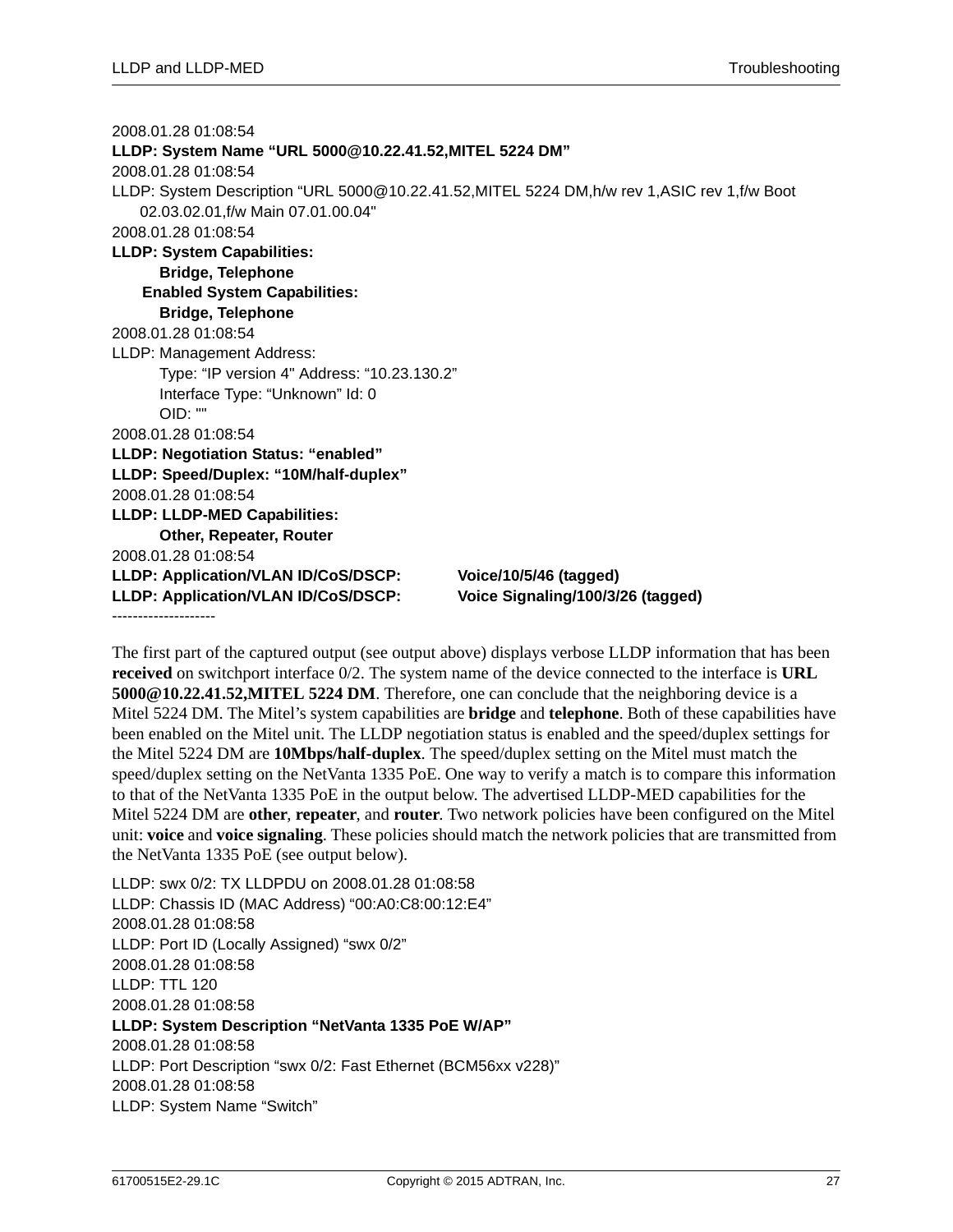```
2008.01.28 01:08:54
LLDP: System Name "URL 5000@10.22.41.52,MITEL 5224 DM"
2008.01.28 01:08:54
LLDP: System Description "URL 5000@10.22.41.52,MITEL 5224 DM,h/w rev 1,ASIC rev 1,f/w Boot
    02.03.02.01,f/w Main 07.01.00.04"
2008.01.28 01:08:54
LLDP: System Capabilities:
        Bridge, Telephone
     Enabled System Capabilities:
        Bridge, Telephone
2008.01.28 01:08:54
LLDP: Management Address:
        Type: "IP version 4" Address: "10.23.130.2"
        Interface Type: "Unknown" Id: 0
        OID: ""
2008.01.28 01:08:54
LLDP: Negotiation Status: "enabled"
LLDP: Speed/Duplex: "10M/half-duplex"
2008.01.28 01:08:54
LLDP: LLDP-MED Capabilities:
        Other, Repeater, Router
2008.01.28 01:08:54
LLDP: Application/VLAN ID/CoS/DSCP:        Voice/10/5/46 (tagged)
LLDP: Application/VLAN ID/CoS/DSCP:        Voice Signaling/100/3/26 (tagged)
--------------------
```

The first part of the captured output (see output above) displays verbose LLDP information that has been **received** on switchport interface 0/2. The system name of the device connected to the interface is **URL 5000@10.22.41.52,MITEL 5224 DM**. Therefore, one can conclude that the neighboring device is a Mitel 5224 DM. The Mitel's system capabilities are **bridge** and **telephone**. Both of these capabilities have been enabled on the Mitel unit. The LLDP negotiation status is enabled and the speed/duplex settings for the Mitel 5224 DM are **10Mbps/half-duplex**. The speed/duplex setting on the Mitel must match the speed/duplex setting on the NetVanta 1335 PoE. One way to verify a match is to compare this information to that of the NetVanta 1335 PoE in the output below. The advertised LLDP-MED capabilities for the Mitel 5224 DM are **other**, **repeater**, and **router**. Two network policies have been configured on the Mitel unit: **voice** and **voice signaling**. These policies should match the network policies that are transmitted from the NetVanta 1335 PoE (see output below).

```
LLDP: swx 0/2: TX LLDPDU on 2008.01.28 01:08:58
LLDP: Chassis ID (MAC Address) "00:A0:C8:00:12:E4"
2008.01.28 01:08:58
LLDP: Port ID (Locally Assigned) "swx 0/2"
2008.01.28 01:08:58
LLDP: TTL 120
2008.01.28 01:08:58
LLDP: System Description "NetVanta 1335 PoE W/AP"
2008.01.28 01:08:58
LLDP: Port Description "swx 0/2: Fast Ethernet (BCM56xx v228)"
2008.01.28 01:08:58
LLDP: System Name "Switch"
```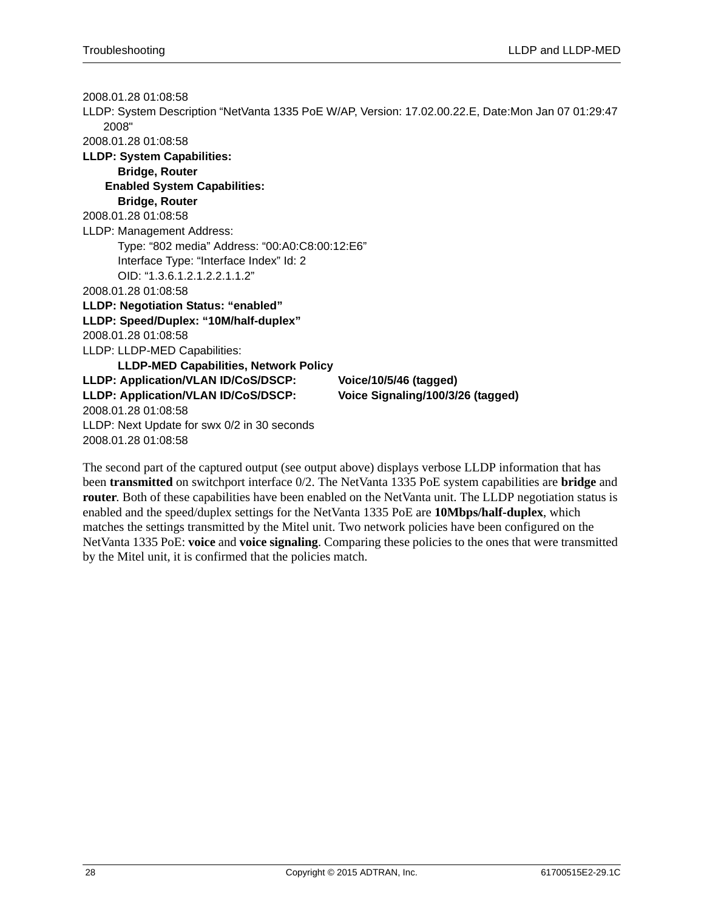2008.01.28 01:08:58
LLDP: System Description “NetVanta 1335 PoE W/AP, Version: 17.02.00.22.E, Date:Mon Jan 07 01:29:47 2008"
2008.01.28 01:08:58
**LLDP: System Capabilities:**
**Bridge, Router**
**Enabled System Capabilities:**
**Bridge, Router**
2008.01.28 01:08:58
LLDP: Management Address:
Type: “802 media” Address: “00:A0:C8:00:12:E6”
Interface Type: “Interface Index” Id: 2
OID: “1.3.6.1.2.1.2.2.1.1.2”
2008.01.28 01:08:58
**LLDP: Negotiation Status: “enabled”**
**LLDP: Speed/Duplex: “10M/half-duplex”**
2008.01.28 01:08:58
LLDP: LLDP-MED Capabilities:
**LLDP-MED Capabilities, Network Policy**
**LLDP: Application/VLAN ID/CoS/DSCP: Voice/10/5/46 (tagged)**
**LLDP: Application/VLAN ID/CoS/DSCP: Voice Signaling/100/3/26 (tagged)**
2008.01.28 01:08:58
LLDP: Next Update for swx 0/2 in 30 seconds
2008.01.28 01:08:58

The second part of the captured output (see output above) displays verbose LLDP information that has been **transmitted** on switchport interface 0/2. The NetVanta 1335 PoE system capabilities are **bridge** and **router**. Both of these capabilities have been enabled on the NetVanta unit. The LLDP negotiation status is enabled and the speed/duplex settings for the NetVanta 1335 PoE are **10Mbps/half-duplex**, which matches the settings transmitted by the Mitel unit. Two network policies have been configured on the NetVanta 1335 PoE: **voice** and **voice signaling**. Comparing these policies to the ones that were transmitted by the Mitel unit, it is confirmed that the policies match.